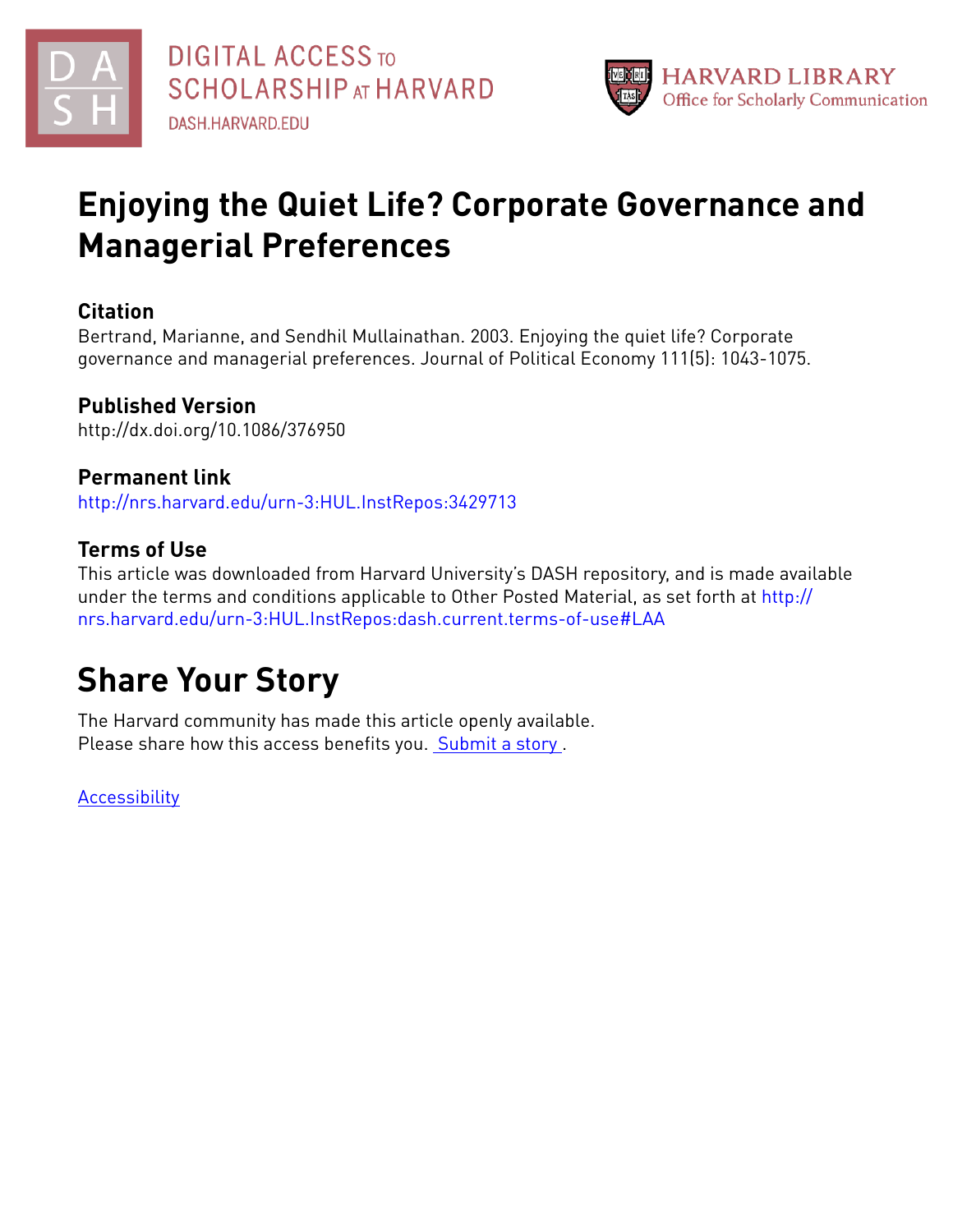DIGITAL ACCESS TO SCHOLARSHIP AT HARVARD

DASH.HARVARD.EDU

HARVARD LIBRARY
Office for Scholarly Communication

# Enjoying the Quiet Life? Corporate Governance and Managerial Preferences

## Citation

Bertrand, Marianne, and Sendhil Mullainathan. 2003. Enjoying the quiet life? Corporate governance and managerial preferences. Journal of Political Economy 111(5): 1043-1075.

## Published Version

http://dx.doi.org/10.1086/376950

## Permanent link

http://nrs.harvard.edu/urn-3:HUL.InstRepos:3429713

## Terms of Use

This article was downloaded from Harvard University's DASH repository, and is made available under the terms and conditions applicable to Other Posted Material, as set forth at http://nrs.harvard.edu/urn-3:HUL.InstRepos:dash.current.terms-of-use#LAA

# Share Your Story

The Harvard community has made this article openly available.
Please share how this access benefits you. Submit a story .

Accessibility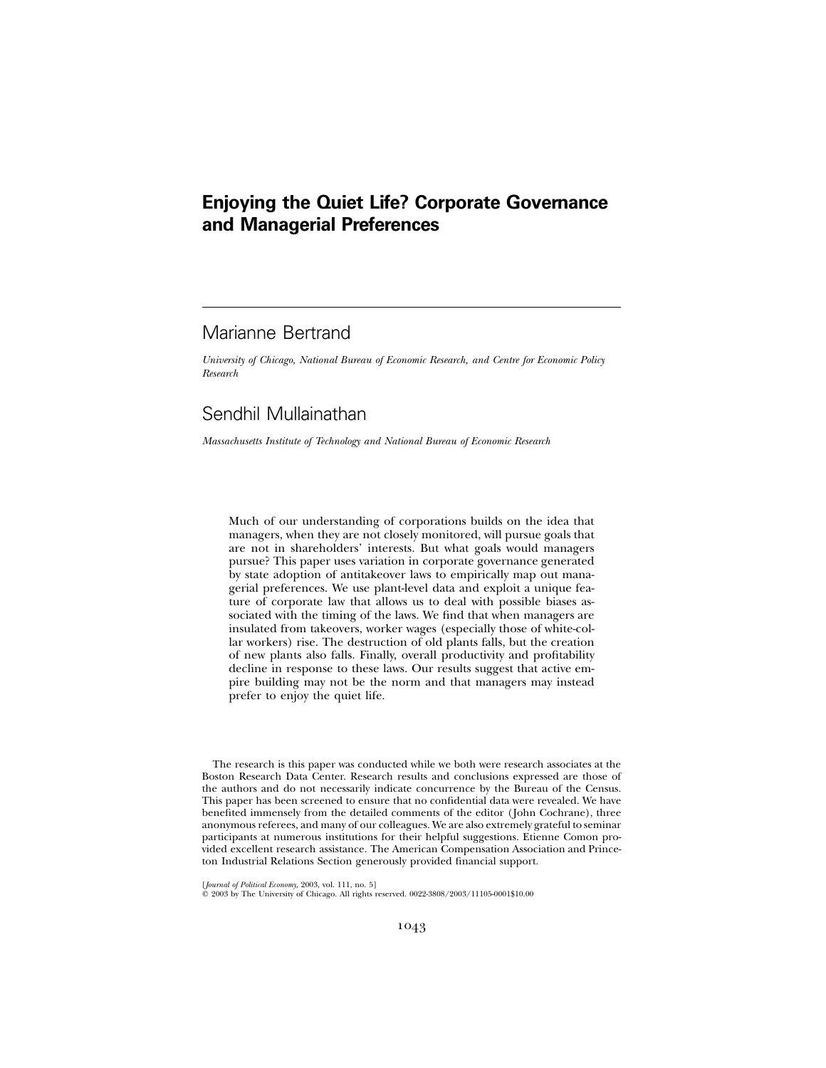# Enjoying the Quiet Life? Corporate Governance and Managerial Preferences

## Marianne Bertrand

*University of Chicago, National Bureau of Economic Research, and Centre for Economic Policy Research*

## Sendhil Mullainathan

*Massachusetts Institute of Technology and National Bureau of Economic Research*

Much of our understanding of corporations builds on the idea that managers, when they are not closely monitored, will pursue goals that are not in shareholders' interests. But what goals would managers pursue? This paper uses variation in corporate governance generated by state adoption of antitakeover laws to empirically map out managerial preferences. We use plant-level data and exploit a unique feature of corporate law that allows us to deal with possible biases associated with the timing of the laws. We find that when managers are insulated from takeovers, worker wages (especially those of white-collar workers) rise. The destruction of old plants falls, but the creation of new plants also falls. Finally, overall productivity and profitability decline in response to these laws. Our results suggest that active empire building may not be the norm and that managers may instead prefer to enjoy the quiet life.

The research is this paper was conducted while we both were research associates at the Boston Research Data Center. Research results and conclusions expressed are those of the authors and do not necessarily indicate concurrence by the Bureau of the Census. This paper has been screened to ensure that no confidential data were revealed. We have benefited immensely from the detailed comments of the editor (John Cochrane), three anonymous referees, and many of our colleagues. We are also extremely grateful to seminar participants at numerous institutions for their helpful suggestions. Etienne Comon provided excellent research assistance. The American Compensation Association and Princeton Industrial Relations Section generously provided financial support.

[*Journal of Political Economy*, 2003, vol. 111, no. 5]
© 2003 by The University of Chicago. All rights reserved. 0022-3808/2003/11105-0001$10.00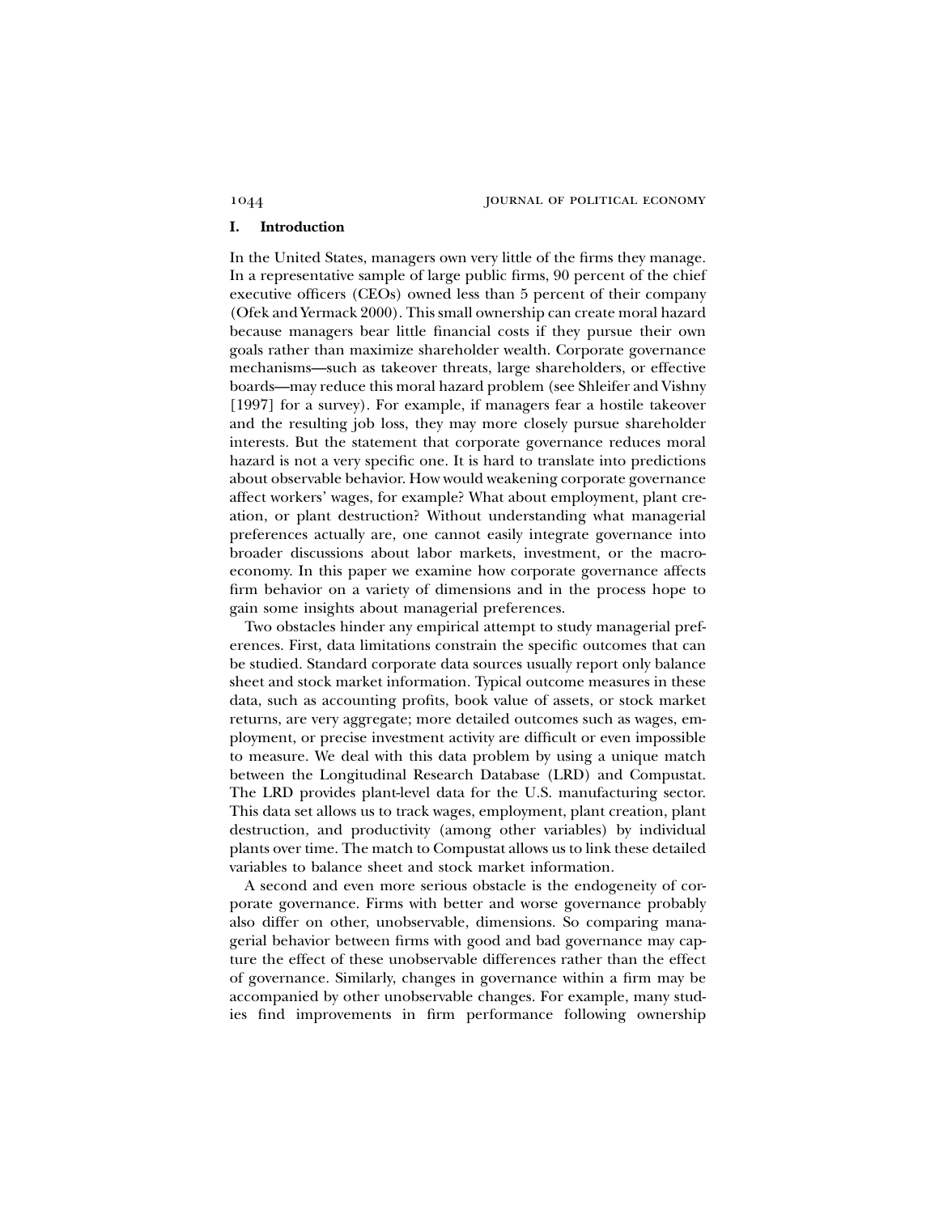## I. Introduction

In the United States, managers own very little of the firms they manage. In a representative sample of large public firms, 90 percent of the chief executive officers (CEOs) owned less than 5 percent of their company (Ofek and Yermack 2000). This small ownership can create moral hazard because managers bear little financial costs if they pursue their own goals rather than maximize shareholder wealth. Corporate governance mechanisms—such as takeover threats, large shareholders, or effective boards—may reduce this moral hazard problem (see Shleifer and Vishny [1997] for a survey). For example, if managers fear a hostile takeover and the resulting job loss, they may more closely pursue shareholder interests. But the statement that corporate governance reduces moral hazard is not a very specific one. It is hard to translate into predictions about observable behavior. How would weakening corporate governance affect workers' wages, for example? What about employment, plant creation, or plant destruction? Without understanding what managerial preferences actually are, one cannot easily integrate governance into broader discussions about labor markets, investment, or the macroeconomy. In this paper we examine how corporate governance affects firm behavior on a variety of dimensions and in the process hope to gain some insights about managerial preferences.

Two obstacles hinder any empirical attempt to study managerial preferences. First, data limitations constrain the specific outcomes that can be studied. Standard corporate data sources usually report only balance sheet and stock market information. Typical outcome measures in these data, such as accounting profits, book value of assets, or stock market returns, are very aggregate; more detailed outcomes such as wages, employment, or precise investment activity are difficult or even impossible to measure. We deal with this data problem by using a unique match between the Longitudinal Research Database (LRD) and Compustat. The LRD provides plant-level data for the U.S. manufacturing sector. This data set allows us to track wages, employment, plant creation, plant destruction, and productivity (among other variables) by individual plants over time. The match to Compustat allows us to link these detailed variables to balance sheet and stock market information.

A second and even more serious obstacle is the endogeneity of corporate governance. Firms with better and worse governance probably also differ on other, unobservable, dimensions. So comparing managerial behavior between firms with good and bad governance may capture the effect of these unobservable differences rather than the effect of governance. Similarly, changes in governance within a firm may be accompanied by other unobservable changes. For example, many studies find improvements in firm performance following ownership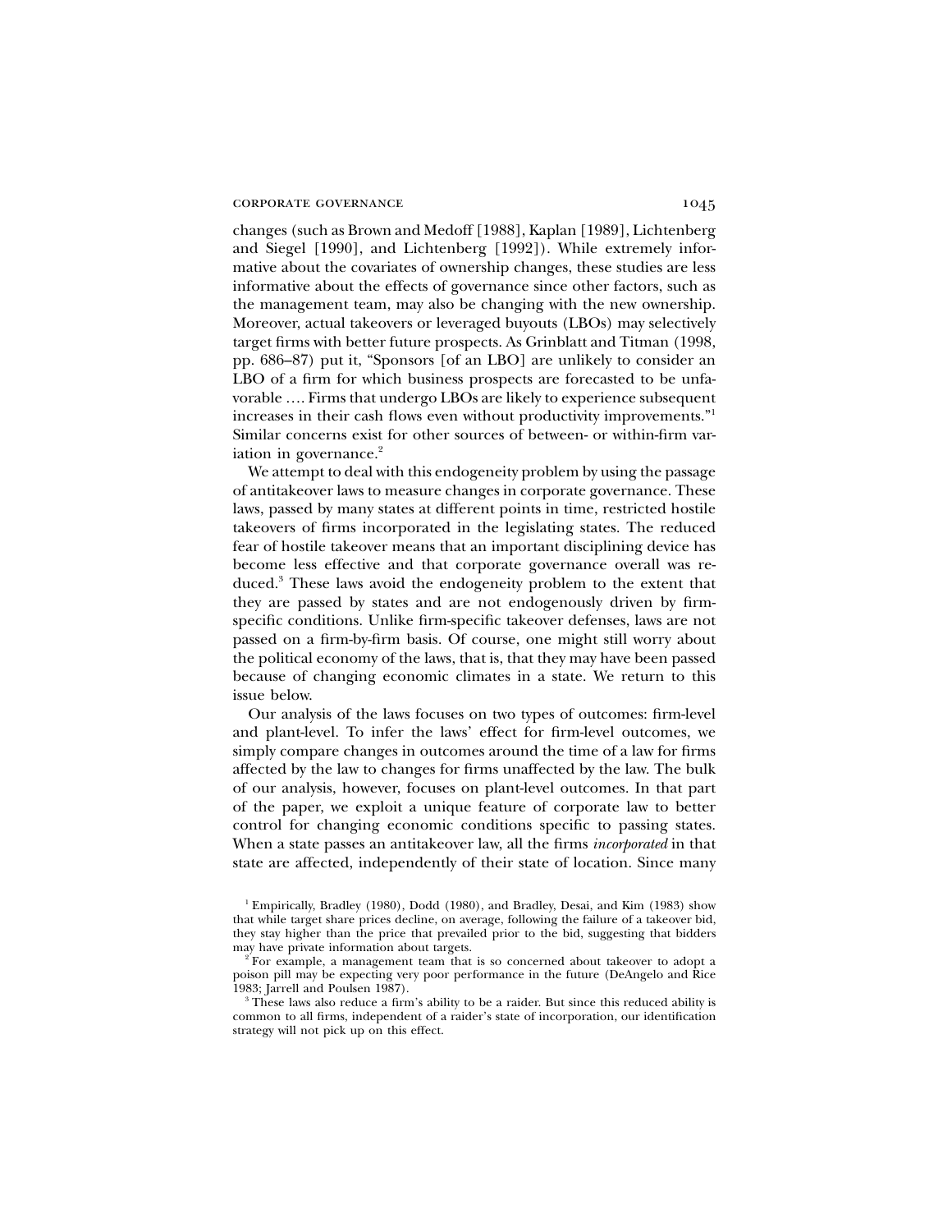changes (such as Brown and Medoff [1988], Kaplan [1989], Lichtenberg and Siegel [1990], and Lichtenberg [1992]). While extremely informative about the covariates of ownership changes, these studies are less informative about the effects of governance since other factors, such as the management team, may also be changing with the new ownership. Moreover, actual takeovers or leveraged buyouts (LBOs) may selectively target firms with better future prospects. As Grinblatt and Titman (1998, pp. 686–87) put it, "Sponsors [of an LBO] are unlikely to consider an LBO of a firm for which business prospects are forecasted to be unfavorable .... Firms that undergo LBOs are likely to experience subsequent increases in their cash flows even without productivity improvements."[1] Similar concerns exist for other sources of between- or within-firm variation in governance.[2]

We attempt to deal with this endogeneity problem by using the passage of antitakeover laws to measure changes in corporate governance. These laws, passed by many states at different points in time, restricted hostile takeovers of firms incorporated in the legislating states. The reduced fear of hostile takeover means that an important disciplining device has become less effective and that corporate governance overall was reduced.[3] These laws avoid the endogeneity problem to the extent that they are passed by states and are not endogenously driven by firm-specific conditions. Unlike firm-specific takeover defenses, laws are not passed on a firm-by-firm basis. Of course, one might still worry about the political economy of the laws, that is, that they may have been passed because of changing economic climates in a state. We return to this issue below.

Our analysis of the laws focuses on two types of outcomes: firm-level and plant-level. To infer the laws' effect for firm-level outcomes, we simply compare changes in outcomes around the time of a law for firms affected by the law to changes for firms unaffected by the law. The bulk of our analysis, however, focuses on plant-level outcomes. In that part of the paper, we exploit a unique feature of corporate law to better control for changing economic conditions specific to passing states. When a state passes an antitakeover law, all the firms *incorporated* in that state are affected, independently of their state of location. Since many

[1] Empirically, Bradley (1980), Dodd (1980), and Bradley, Desai, and Kim (1983) show that while target share prices decline, on average, following the failure of a takeover bid, they stay higher than the price that prevailed prior to the bid, suggesting that bidders may have private information about targets.

[2] For example, a management team that is so concerned about takeover to adopt a poison pill may be expecting very poor performance in the future (DeAngelo and Rice 1983; Jarrell and Poulsen 1987).

[3] These laws also reduce a firm's ability to be a raider. But since this reduced ability is common to all firms, independent of a raider's state of incorporation, our identification strategy will not pick up on this effect.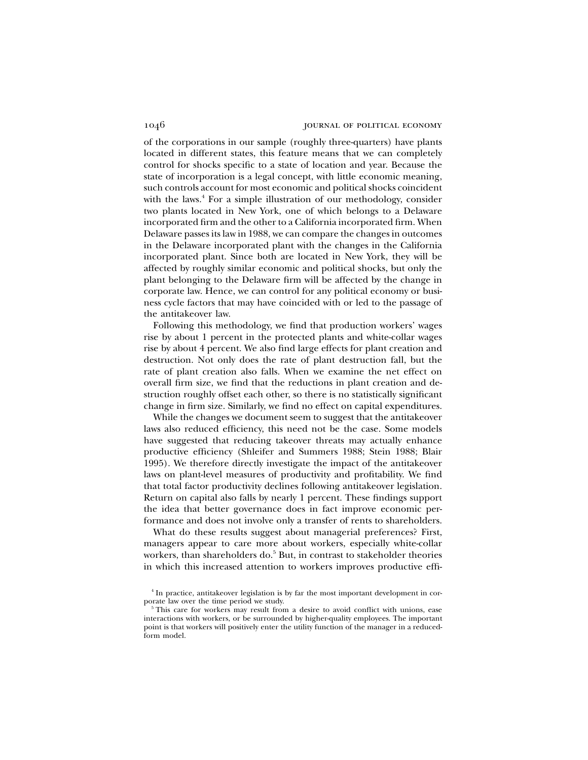of the corporations in our sample (roughly three-quarters) have plants located in different states, this feature means that we can completely control for shocks specific to a state of location and year. Because the state of incorporation is a legal concept, with little economic meaning, such controls account for most economic and political shocks coincident with the laws.[4] For a simple illustration of our methodology, consider two plants located in New York, one of which belongs to a Delaware incorporated firm and the other to a California incorporated firm. When Delaware passes its law in 1988, we can compare the changes in outcomes in the Delaware incorporated plant with the changes in the California incorporated plant. Since both are located in New York, they will be affected by roughly similar economic and political shocks, but only the plant belonging to the Delaware firm will be affected by the change in corporate law. Hence, we can control for any political economy or business cycle factors that may have coincided with or led to the passage of the antitakeover law.

Following this methodology, we find that production workers' wages rise by about 1 percent in the protected plants and white-collar wages rise by about 4 percent. We also find large effects for plant creation and destruction. Not only does the rate of plant destruction fall, but the rate of plant creation also falls. When we examine the net effect on overall firm size, we find that the reductions in plant creation and destruction roughly offset each other, so there is no statistically significant change in firm size. Similarly, we find no effect on capital expenditures.

While the changes we document seem to suggest that the antitakeover laws also reduced efficiency, this need not be the case. Some models have suggested that reducing takeover threats may actually enhance productive efficiency (Shleifer and Summers 1988; Stein 1988; Blair 1995). We therefore directly investigate the impact of the antitakeover laws on plant-level measures of productivity and profitability. We find that total factor productivity declines following antitakeover legislation. Return on capital also falls by nearly 1 percent. These findings support the idea that better governance does in fact improve economic performance and does not involve only a transfer of rents to shareholders.

What do these results suggest about managerial preferences? First, managers appear to care more about workers, especially white-collar workers, than shareholders do.[5] But, in contrast to stakeholder theories in which this increased attention to workers improves productive effi-

[4] In practice, antitakeover legislation is by far the most important development in corporate law over the time period we study.

[5] This care for workers may result from a desire to avoid conflict with unions, ease interactions with workers, or be surrounded by higher-quality employees. The important point is that workers will positively enter the utility function of the manager in a reduced-form model.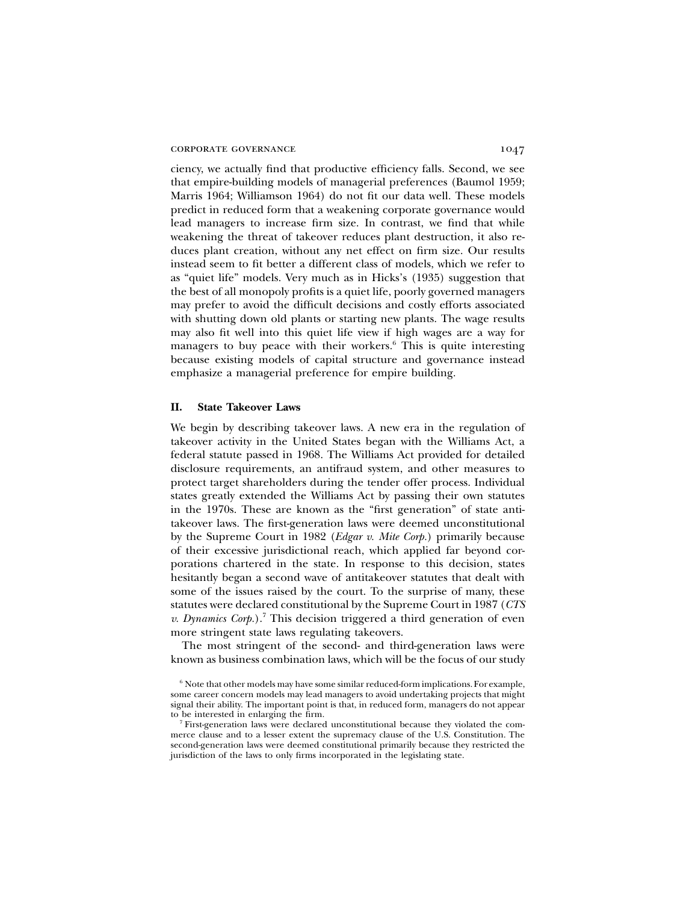ciency, we actually find that productive efficiency falls. Second, we see that empire-building models of managerial preferences (Baumol 1959; Marris 1964; Williamson 1964) do not fit our data well. These models predict in reduced form that a weakening corporate governance would lead managers to increase firm size. In contrast, we find that while weakening the threat of takeover reduces plant destruction, it also reduces plant creation, without any net effect on firm size. Our results instead seem to fit better a different class of models, which we refer to as "quiet life" models. Very much as in Hicks's (1935) suggestion that the best of all monopoly profits is a quiet life, poorly governed managers may prefer to avoid the difficult decisions and costly efforts associated with shutting down old plants or starting new plants. The wage results may also fit well into this quiet life view if high wages are a way for managers to buy peace with their workers.[6] This is quite interesting because existing models of capital structure and governance instead emphasize a managerial preference for empire building.

## II. State Takeover Laws

We begin by describing takeover laws. A new era in the regulation of takeover activity in the United States began with the Williams Act, a federal statute passed in 1968. The Williams Act provided for detailed disclosure requirements, an antifraud system, and other measures to protect target shareholders during the tender offer process. Individual states greatly extended the Williams Act by passing their own statutes in the 1970s. These are known as the "first generation" of state antitakeover laws. The first-generation laws were deemed unconstitutional by the Supreme Court in 1982 (*Edgar v. Mite Corp.*) primarily because of their excessive jurisdictional reach, which applied far beyond corporations chartered in the state. In response to this decision, states hesitantly began a second wave of antitakeover statutes that dealt with some of the issues raised by the court. To the surprise of many, these statutes were declared constitutional by the Supreme Court in 1987 (*CTS v. Dynamics Corp.*).[7] This decision triggered a third generation of even more stringent state laws regulating takeovers.

The most stringent of the second- and third-generation laws were known as business combination laws, which will be the focus of our study

[6] Note that other models may have some similar reduced-form implications. For example, some career concern models may lead managers to avoid undertaking projects that might signal their ability. The important point is that, in reduced form, managers do not appear to be interested in enlarging the firm.

[7] First-generation laws were declared unconstitutional because they violated the commerce clause and to a lesser extent the supremacy clause of the U.S. Constitution. The second-generation laws were deemed constitutional primarily because they restricted the jurisdiction of the laws to only firms incorporated in the legislating state.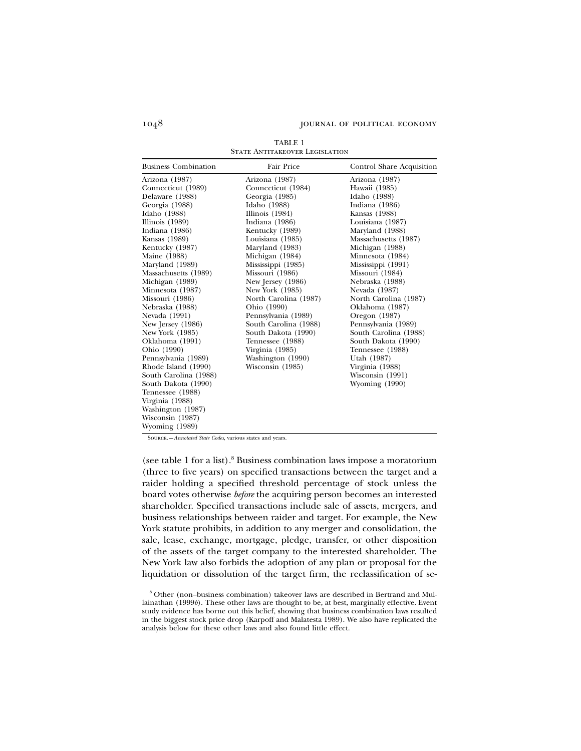TABLE 1

State Antitakeover Legislation

| Business Combination | Fair Price | Control Share Acquisition |
| --- | --- | --- |
| Arizona (1987) | Arizona (1987) | Arizona (1987) |
| Connecticut (1989) | Connecticut (1984) | Hawaii (1985) |
| Delaware (1988) | Georgia (1985) | Idaho (1988) |
| Georgia (1988) | Idaho (1988) | Indiana (1986) |
| Idaho (1988) | Illinois (1984) | Kansas (1988) |
| Illinois (1989) | Indiana (1986) | Louisiana (1987) |
| Indiana (1986) | Kentucky (1989) | Maryland (1988) |
| Kansas (1989) | Louisiana (1985) | Massachusetts (1987) |
| Kentucky (1987) | Maryland (1983) | Michigan (1988) |
| Maine (1988) | Michigan (1984) | Minnesota (1984) |
| Maryland (1989) | Mississippi (1985) | Mississippi (1991) |
| Massachusetts (1989) | Missouri (1986) | Missouri (1984) |
| Michigan (1989) | New Jersey (1986) | Nebraska (1988) |
| Minnesota (1987) | New York (1985) | Nevada (1987) |
| Missouri (1986) | North Carolina (1987) | North Carolina (1987) |
| Nebraska (1988) | Ohio (1990) | Oklahoma (1987) |
| Nevada (1991) | Pennsylvania (1989) | Oregon (1987) |
| New Jersey (1986) | South Carolina (1988) | Pennsylvania (1989) |
| New York (1985) | South Dakota (1990) | South Carolina (1988) |
| Oklahoma (1991) | Tennessee (1988) | South Dakota (1990) |
| Ohio (1990) | Virginia (1985) | Tennessee (1988) |
| Pennsylvania (1989) | Washington (1990) | Utah (1987) |
| Rhode Island (1990) | Wisconsin (1985) | Virginia (1988) |
| South Carolina (1988) | | Wisconsin (1991) |
| South Dakota (1990) | | Wyoming (1990) |
| Tennessee (1988) | | |
| Virginia (1988) | | |
| Washington (1987) | | |
| Wisconsin (1987) | | |
| Wyoming (1989) | | |

Source.—*Annotated State Codes*, various states and years.

(see table 1 for a list).[8] Business combination laws impose a moratorium (three to five years) on specified transactions between the target and a raider holding a specified threshold percentage of stock unless the board votes otherwise *before* the acquiring person becomes an interested shareholder. Specified transactions include sale of assets, mergers, and business relationships between raider and target. For example, the New York statute prohibits, in addition to any merger and consolidation, the sale, lease, exchange, mortgage, pledge, transfer, or other disposition of the assets of the target company to the interested shareholder. The New York law also forbids the adoption of any plan or proposal for the liquidation or dissolution of the target firm, the reclassification of se-

[8] Other (non–business combination) takeover laws are described in Bertrand and Mullainathan (1999*b*). These other laws are thought to be, at best, marginally effective. Event study evidence has borne out this belief, showing that business combination laws resulted in the biggest stock price drop (Karpoff and Malatesta 1989). We also have replicated the analysis below for these other laws and also found little effect.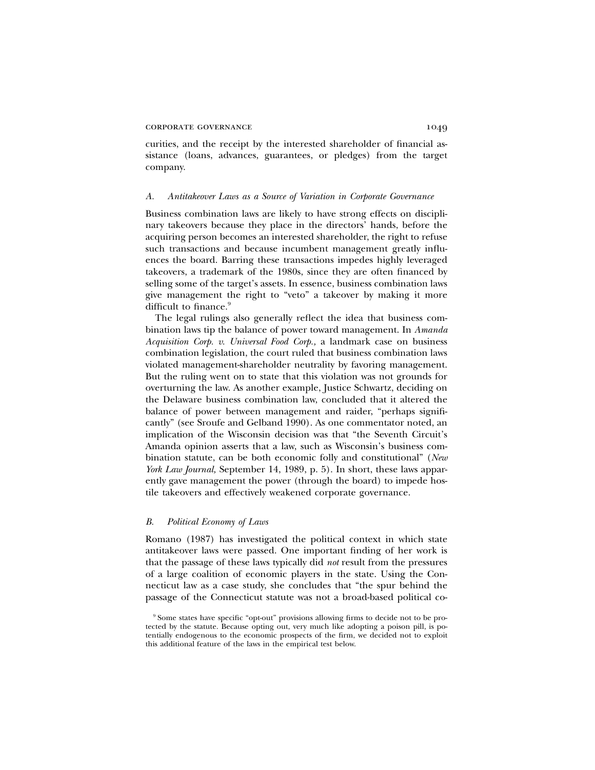curities, and the receipt by the interested shareholder of financial assistance (loans, advances, guarantees, or pledges) from the target company.

### *A. Antitakeover Laws as a Source of Variation in Corporate Governance*

Business combination laws are likely to have strong effects on disciplinary takeovers because they place in the directors' hands, before the acquiring person becomes an interested shareholder, the right to refuse such transactions and because incumbent management greatly influences the board. Barring these transactions impedes highly leveraged takeovers, a trademark of the 1980s, since they are often financed by selling some of the target's assets. In essence, business combination laws give management the right to "veto" a takeover by making it more difficult to finance.[9]

The legal rulings also generally reflect the idea that business combination laws tip the balance of power toward management. In *Amanda Acquisition Corp. v. Universal Food Corp.*, a landmark case on business combination legislation, the court ruled that business combination laws violated management-shareholder neutrality by favoring management. But the ruling went on to state that this violation was not grounds for overturning the law. As another example, Justice Schwartz, deciding on the Delaware business combination law, concluded that it altered the balance of power between management and raider, "perhaps significantly" (see Sroufe and Gelband 1990). As one commentator noted, an implication of the Wisconsin decision was that "the Seventh Circuit's Amanda opinion asserts that a law, such as Wisconsin's business combination statute, can be both economic folly and constitutional" (*New York Law Journal*, September 14, 1989, p. 5). In short, these laws apparently gave management the power (through the board) to impede hostile takeovers and effectively weakened corporate governance.

### *B. Political Economy of Laws*

Romano (1987) has investigated the political context in which state antitakeover laws were passed. One important finding of her work is that the passage of these laws typically did *not* result from the pressures of a large coalition of economic players in the state. Using the Connecticut law as a case study, she concludes that "the spur behind the passage of the Connecticut statute was not a broad-based political co-

[9] Some states have specific "opt-out" provisions allowing firms to decide not to be protected by the statute. Because opting out, very much like adopting a poison pill, is potentially endogenous to the economic prospects of the firm, we decided not to exploit this additional feature of the laws in the empirical test below.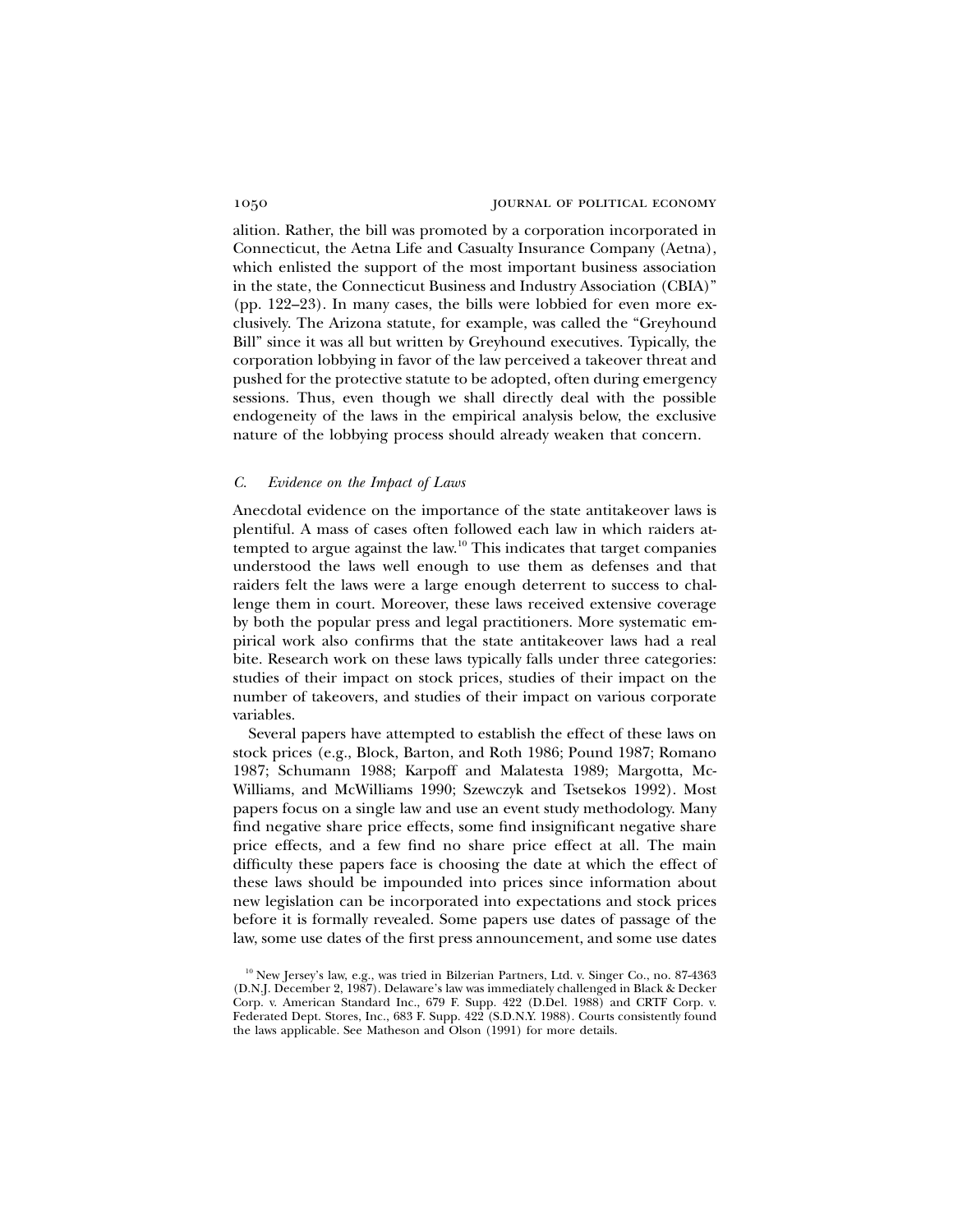alition. Rather, the bill was promoted by a corporation incorporated in Connecticut, the Aetna Life and Casualty Insurance Company (Aetna), which enlisted the support of the most important business association in the state, the Connecticut Business and Industry Association (CBIA)" (pp. 122–23). In many cases, the bills were lobbied for even more exclusively. The Arizona statute, for example, was called the "Greyhound Bill" since it was all but written by Greyhound executives. Typically, the corporation lobbying in favor of the law perceived a takeover threat and pushed for the protective statute to be adopted, often during emergency sessions. Thus, even though we shall directly deal with the possible endogeneity of the laws in the empirical analysis below, the exclusive nature of the lobbying process should already weaken that concern.

### *C. Evidence on the Impact of Laws*

Anecdotal evidence on the importance of the state antitakeover laws is plentiful. A mass of cases often followed each law in which raiders attempted to argue against the law.[10] This indicates that target companies understood the laws well enough to use them as defenses and that raiders felt the laws were a large enough deterrent to success to challenge them in court. Moreover, these laws received extensive coverage by both the popular press and legal practitioners. More systematic empirical work also confirms that the state antitakeover laws had a real bite. Research work on these laws typically falls under three categories: studies of their impact on stock prices, studies of their impact on the number of takeovers, and studies of their impact on various corporate variables.

Several papers have attempted to establish the effect of these laws on stock prices (e.g., Block, Barton, and Roth 1986; Pound 1987; Romano 1987; Schumann 1988; Karpoff and Malatesta 1989; Margotta, McWilliams, and McWilliams 1990; Szewczyk and Tsetsekos 1992). Most papers focus on a single law and use an event study methodology. Many find negative share price effects, some find insignificant negative share price effects, and a few find no share price effect at all. The main difficulty these papers face is choosing the date at which the effect of these laws should be impounded into prices since information about new legislation can be incorporated into expectations and stock prices before it is formally revealed. Some papers use dates of passage of the law, some use dates of the first press announcement, and some use dates

[10] New Jersey's law, e.g., was tried in Bilzerian Partners, Ltd. v. Singer Co., no. 87-4363 (D.N.J. December 2, 1987). Delaware's law was immediately challenged in Black & Decker Corp. v. American Standard Inc., 679 F. Supp. 422 (D.Del. 1988) and CRTF Corp. v. Federated Dept. Stores, Inc., 683 F. Supp. 422 (S.D.N.Y. 1988). Courts consistently found the laws applicable. See Matheson and Olson (1991) for more details.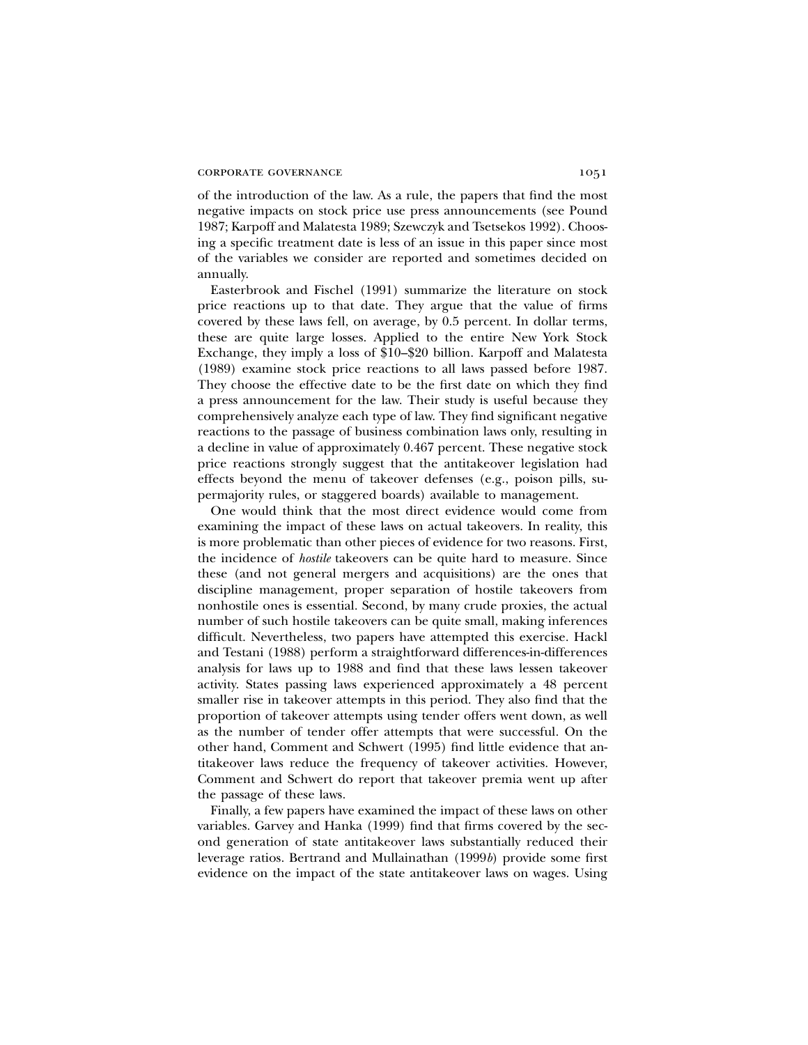of the introduction of the law. As a rule, the papers that find the most negative impacts on stock price use press announcements (see Pound 1987; Karpoff and Malatesta 1989; Szewczyk and Tsetsekos 1992). Choosing a specific treatment date is less of an issue in this paper since most of the variables we consider are reported and sometimes decided on annually.

Easterbrook and Fischel (1991) summarize the literature on stock price reactions up to that date. They argue that the value of firms covered by these laws fell, on average, by 0.5 percent. In dollar terms, these are quite large losses. Applied to the entire New York Stock Exchange, they imply a loss of $10–$20 billion. Karpoff and Malatesta (1989) examine stock price reactions to all laws passed before 1987. They choose the effective date to be the first date on which they find a press announcement for the law. Their study is useful because they comprehensively analyze each type of law. They find significant negative reactions to the passage of business combination laws only, resulting in a decline in value of approximately 0.467 percent. These negative stock price reactions strongly suggest that the antitakeover legislation had effects beyond the menu of takeover defenses (e.g., poison pills, supermajority rules, or staggered boards) available to management.

One would think that the most direct evidence would come from examining the impact of these laws on actual takeovers. In reality, this is more problematic than other pieces of evidence for two reasons. First, the incidence of *hostile* takeovers can be quite hard to measure. Since these (and not general mergers and acquisitions) are the ones that discipline management, proper separation of hostile takeovers from nonhostile ones is essential. Second, by many crude proxies, the actual number of such hostile takeovers can be quite small, making inferences difficult. Nevertheless, two papers have attempted this exercise. Hackl and Testani (1988) perform a straightforward differences-in-differences analysis for laws up to 1988 and find that these laws lessen takeover activity. States passing laws experienced approximately a 48 percent smaller rise in takeover attempts in this period. They also find that the proportion of takeover attempts using tender offers went down, as well as the number of tender offer attempts that were successful. On the other hand, Comment and Schwert (1995) find little evidence that antitakeover laws reduce the frequency of takeover activities. However, Comment and Schwert do report that takeover premia went up after the passage of these laws.

Finally, a few papers have examined the impact of these laws on other variables. Garvey and Hanka (1999) find that firms covered by the second generation of state antitakeover laws substantially reduced their leverage ratios. Bertrand and Mullainathan (1999*b*) provide some first evidence on the impact of the state antitakeover laws on wages. Using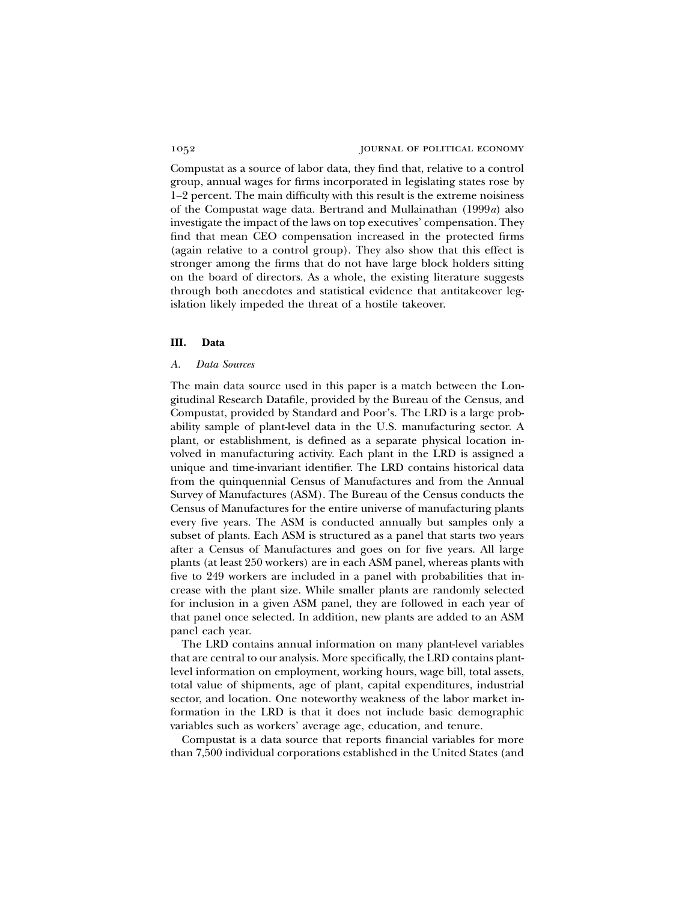Compustat as a source of labor data, they find that, relative to a control group, annual wages for firms incorporated in legislating states rose by 1–2 percent. The main difficulty with this result is the extreme noisiness of the Compustat wage data. Bertrand and Mullainathan (1999*a*) also investigate the impact of the laws on top executives' compensation. They find that mean CEO compensation increased in the protected firms (again relative to a control group). They also show that this effect is stronger among the firms that do not have large block holders sitting on the board of directors. As a whole, the existing literature suggests through both anecdotes and statistical evidence that antitakeover legislation likely impeded the threat of a hostile takeover.

## III. Data

### *A. Data Sources*

The main data source used in this paper is a match between the Longitudinal Research Datafile, provided by the Bureau of the Census, and Compustat, provided by Standard and Poor's. The LRD is a large probability sample of plant-level data in the U.S. manufacturing sector. A plant, or establishment, is defined as a separate physical location involved in manufacturing activity. Each plant in the LRD is assigned a unique and time-invariant identifier. The LRD contains historical data from the quinquennial Census of Manufactures and from the Annual Survey of Manufactures (ASM). The Bureau of the Census conducts the Census of Manufactures for the entire universe of manufacturing plants every five years. The ASM is conducted annually but samples only a subset of plants. Each ASM is structured as a panel that starts two years after a Census of Manufactures and goes on for five years. All large plants (at least 250 workers) are in each ASM panel, whereas plants with five to 249 workers are included in a panel with probabilities that increase with the plant size. While smaller plants are randomly selected for inclusion in a given ASM panel, they are followed in each year of that panel once selected. In addition, new plants are added to an ASM panel each year.

The LRD contains annual information on many plant-level variables that are central to our analysis. More specifically, the LRD contains plant-level information on employment, working hours, wage bill, total assets, total value of shipments, age of plant, capital expenditures, industrial sector, and location. One noteworthy weakness of the labor market information in the LRD is that it does not include basic demographic variables such as workers' average age, education, and tenure.

Compustat is a data source that reports financial variables for more than 7,500 individual corporations established in the United States (and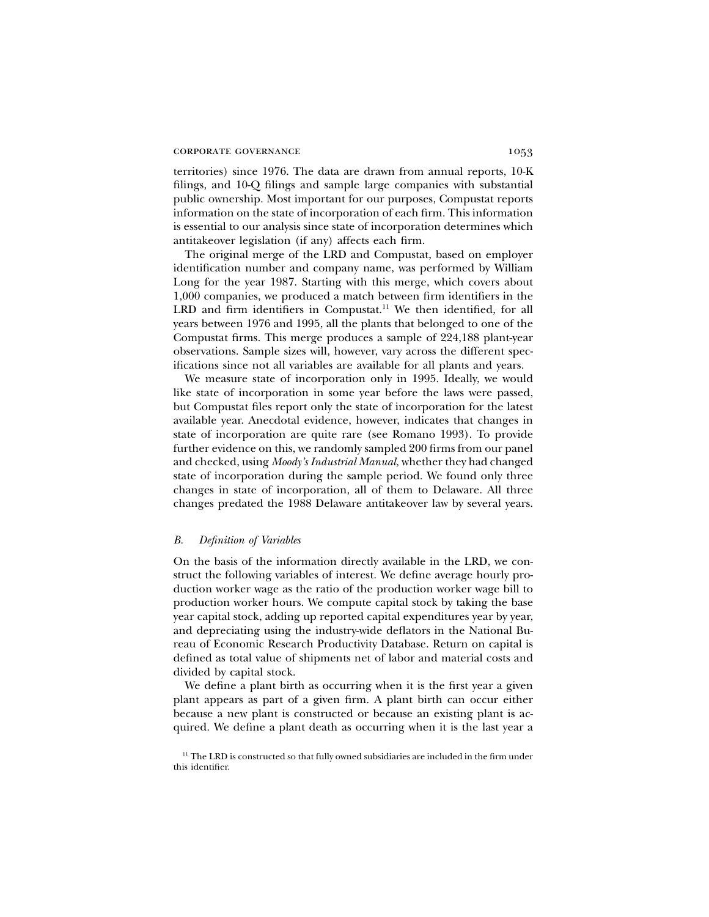territories) since 1976. The data are drawn from annual reports, 10-K filings, and 10-Q filings and sample large companies with substantial public ownership. Most important for our purposes, Compustat reports information on the state of incorporation of each firm. This information is essential to our analysis since state of incorporation determines which antitakeover legislation (if any) affects each firm.

The original merge of the LRD and Compustat, based on employer identification number and company name, was performed by William Long for the year 1987. Starting with this merge, which covers about 1,000 companies, we produced a match between firm identifiers in the LRD and firm identifiers in Compustat.[11] We then identified, for all years between 1976 and 1995, all the plants that belonged to one of the Compustat firms. This merge produces a sample of 224,188 plant-year observations. Sample sizes will, however, vary across the different specifications since not all variables are available for all plants and years.

We measure state of incorporation only in 1995. Ideally, we would like state of incorporation in some year before the laws were passed, but Compustat files report only the state of incorporation for the latest available year. Anecdotal evidence, however, indicates that changes in state of incorporation are quite rare (see Romano 1993). To provide further evidence on this, we randomly sampled 200 firms from our panel and checked, using *Moody's Industrial Manual,* whether they had changed state of incorporation during the sample period. We found only three changes in state of incorporation, all of them to Delaware. All three changes predated the 1988 Delaware antitakeover law by several years.

### *B. Definition of Variables*

On the basis of the information directly available in the LRD, we construct the following variables of interest. We define average hourly production worker wage as the ratio of the production worker wage bill to production worker hours. We compute capital stock by taking the base year capital stock, adding up reported capital expenditures year by year, and depreciating using the industry-wide deflators in the National Bureau of Economic Research Productivity Database. Return on capital is defined as total value of shipments net of labor and material costs and divided by capital stock.

We define a plant birth as occurring when it is the first year a given plant appears as part of a given firm. A plant birth can occur either because a new plant is constructed or because an existing plant is acquired. We define a plant death as occurring when it is the last year a

[11] The LRD is constructed so that fully owned subsidiaries are included in the firm under this identifier.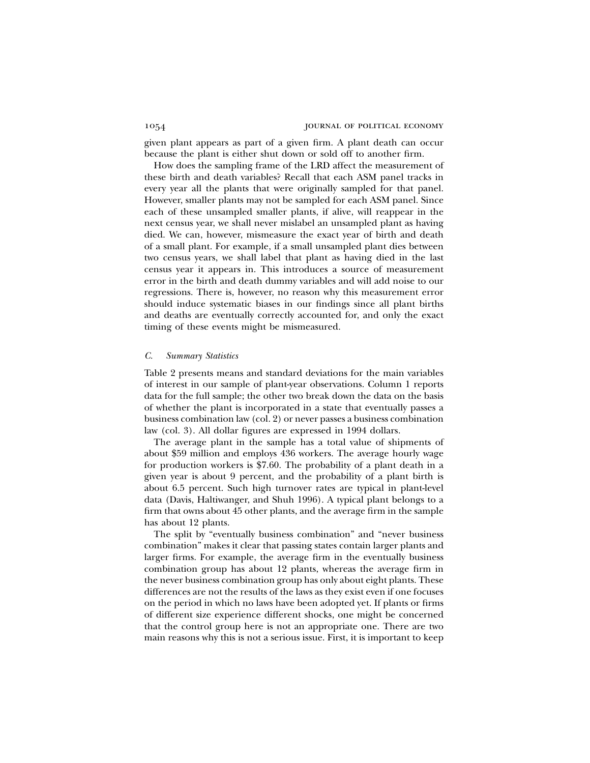given plant appears as part of a given firm. A plant death can occur because the plant is either shut down or sold off to another firm.

How does the sampling frame of the LRD affect the measurement of these birth and death variables? Recall that each ASM panel tracks in every year all the plants that were originally sampled for that panel. However, smaller plants may not be sampled for each ASM panel. Since each of these unsampled smaller plants, if alive, will reappear in the next census year, we shall never mislabel an unsampled plant as having died. We can, however, mismeasure the exact year of birth and death of a small plant. For example, if a small unsampled plant dies between two census years, we shall label that plant as having died in the last census year it appears in. This introduces a source of measurement error in the birth and death dummy variables and will add noise to our regressions. There is, however, no reason why this measurement error should induce systematic biases in our findings since all plant births and deaths are eventually correctly accounted for, and only the exact timing of these events might be mismeasured.

### *C. Summary Statistics*

Table 2 presents means and standard deviations for the main variables of interest in our sample of plant-year observations. Column 1 reports data for the full sample; the other two break down the data on the basis of whether the plant is incorporated in a state that eventually passes a business combination law (col. 2) or never passes a business combination law (col. 3). All dollar figures are expressed in 1994 dollars.

The average plant in the sample has a total value of shipments of about \$59 million and employs 436 workers. The average hourly wage for production workers is \$7.60. The probability of a plant death in a given year is about 9 percent, and the probability of a plant birth is about 6.5 percent. Such high turnover rates are typical in plant-level data (Davis, Haltiwanger, and Shuh 1996). A typical plant belongs to a firm that owns about 45 other plants, and the average firm in the sample has about 12 plants.

The split by "eventually business combination" and "never business combination" makes it clear that passing states contain larger plants and larger firms. For example, the average firm in the eventually business combination group has about 12 plants, whereas the average firm in the never business combination group has only about eight plants. These differences are not the results of the laws as they exist even if one focuses on the period in which no laws have been adopted yet. If plants or firms of different size experience different shocks, one might be concerned that the control group here is not an appropriate one. There are two main reasons why this is not a serious issue. First, it is important to keep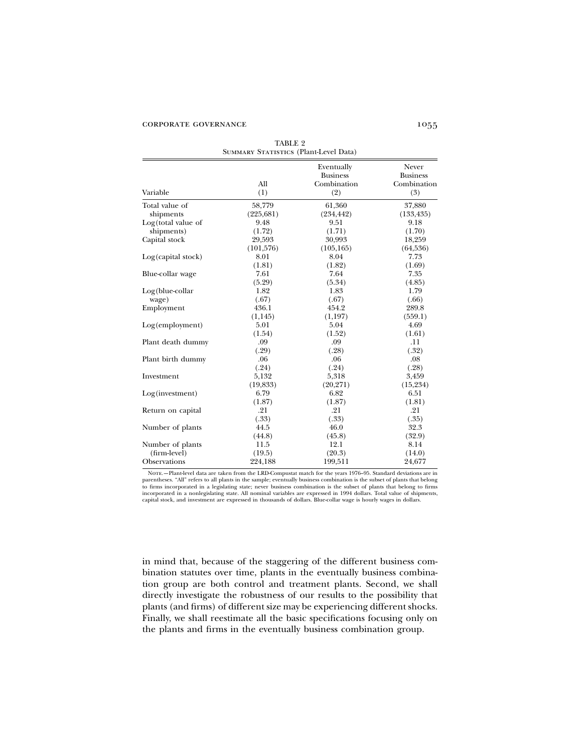TABLE 2
Summary Statistics (Plant-Level Data)

| Variable | All (1) | Eventually Business Combination (2) | Never Business Combination (3) |
|---|---|---|---|
| Total value of shipments | 58,779 | 61,360 | 37,880 |
| | (225,681) | (234,442) | (133,435) |
| Log(total value of shipments) | 9.48 | 9.51 | 9.18 |
| | (1.72) | (1.71) | (1.70) |
| Capital stock | 29,593 | 30,993 | 18,259 |
| | (101,576) | (105,165) | (64,536) |
| Log(capital stock) | 8.01 | 8.04 | 7.73 |
| | (1.81) | (1.82) | (1.69) |
| Blue-collar wage | 7.61 | 7.64 | 7.35 |
| | (5.29) | (5.34) | (4.85) |
| Log(blue-collar wage) | 1.82 | 1.83 | 1.79 |
| | (.67) | (.67) | (.66) |
| Employment | 436.1 | 454.2 | 289.8 |
| | (1,145) | (1,197) | (559.1) |
| Log(employment) | 5.01 | 5.04 | 4.69 |
| | (1.54) | (1.52) | (1.61) |
| Plant death dummy | .09 | .09 | .11 |
| | (.29) | (.28) | (.32) |
| Plant birth dummy | .06 | .06 | .08 |
| | (.24) | (.24) | (.28) |
| Investment | 5,132 | 5,318 | 3,459 |
| | (19,833) | (20,271) | (15,234) |
| Log(investment) | 6.79 | 6.82 | 6.51 |
| | (1.87) | (1.87) | (1.81) |
| Return on capital | .21 | .21 | .21 |
| | (.33) | (.33) | (.35) |
| Number of plants | 44.5 | 46.0 | 32.3 |
| | (44.8) | (45.8) | (32.9) |
| Number of plants (firm-level) | 11.5 | 12.1 | 8.14 |
| | (19.5) | (20.3) | (14.0) |
| Observations | 224,188 | 199,511 | 24,677 |

Note.—Plant-level data are taken from the LRD-Compustat match for the years 1976–95. Standard deviations are in parentheses. "All" refers to all plants in the sample; eventually business combination is the subset of plants that belong to firms incorporated in a legislating state; never business combination is the subset of plants that belong to firms incorporated in a nonlegislating state. All nominal variables are expressed in 1994 dollars. Total value of shipments, capital stock, and investment are expressed in thousands of dollars. Blue-collar wage is hourly wages in dollars.

in mind that, because of the staggering of the different business combination statutes over time, plants in the eventually business combination group are both control and treatment plants. Second, we shall directly investigate the robustness of our results to the possibility that plants (and firms) of different size may be experiencing different shocks. Finally, we shall reestimate all the basic specifications focusing only on the plants and firms in the eventually business combination group.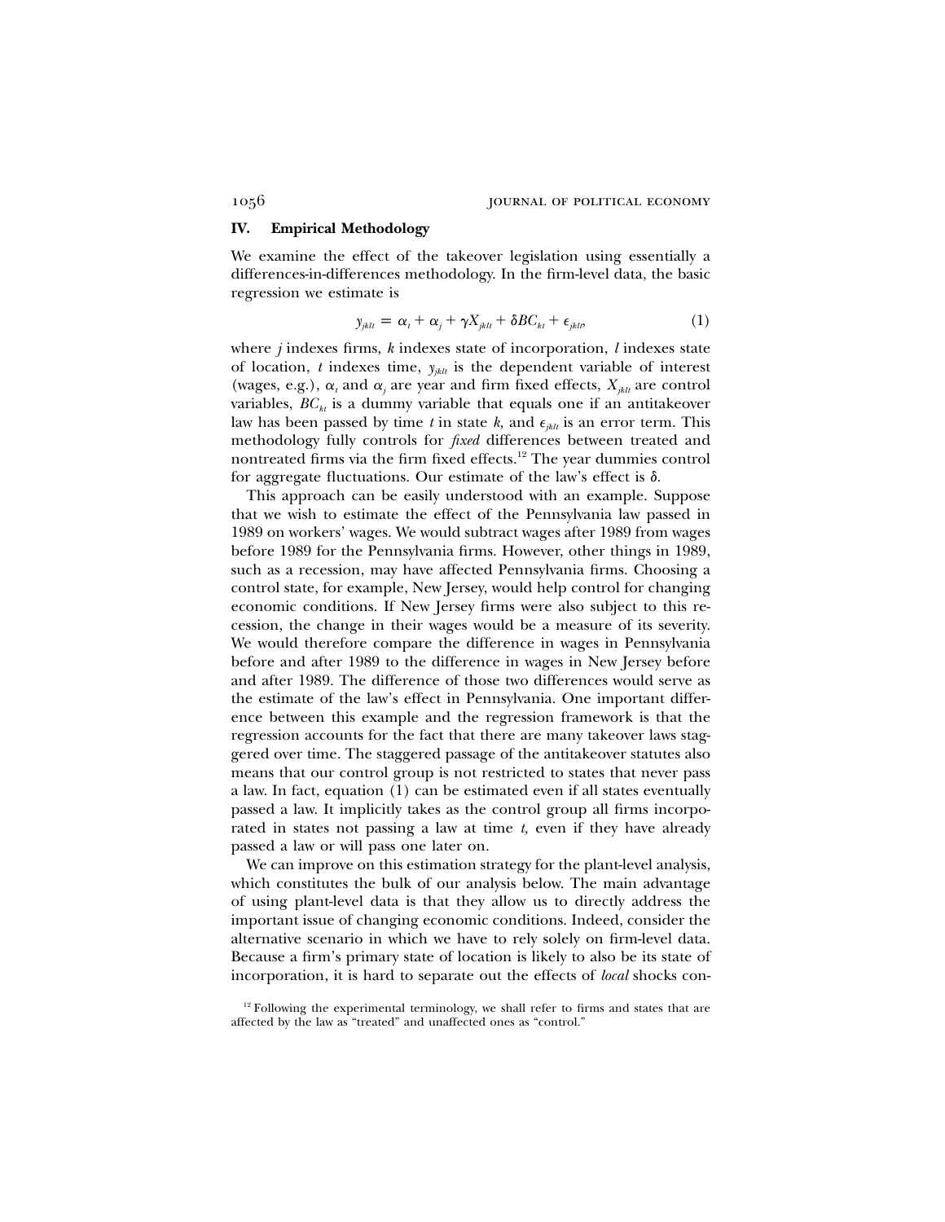## IV. Empirical Methodology

We examine the effect of the takeover legislation using essentially a differences-in-differences methodology. In the firm-level data, the basic regression we estimate is

$$y_{jklt} = \alpha_t + \alpha_j + \gamma X_{jklt} + \delta BC_{kt} + \epsilon_{jklt}, \tag{1}$$

where $j$ indexes firms, $k$ indexes state of incorporation, $l$ indexes state of location, $t$ indexes time, $y_{jklt}$ is the dependent variable of interest (wages, e.g.), $\alpha_t$ and $\alpha_j$ are year and firm fixed effects, $X_{jklt}$ are control variables, $BC_{kt}$ is a dummy variable that equals one if an antitakeover law has been passed by time $t$ in state $k$, and $\epsilon_{jklt}$ is an error term. This methodology fully controls for *fixed* differences between treated and nontreated firms via the firm fixed effects.[12] The year dummies control for aggregate fluctuations. Our estimate of the law's effect is $\delta$.

This approach can be easily understood with an example. Suppose that we wish to estimate the effect of the Pennsylvania law passed in 1989 on workers' wages. We would subtract wages after 1989 from wages before 1989 for the Pennsylvania firms. However, other things in 1989, such as a recession, may have affected Pennsylvania firms. Choosing a control state, for example, New Jersey, would help control for changing economic conditions. If New Jersey firms were also subject to this recession, the change in their wages would be a measure of its severity. We would therefore compare the difference in wages in Pennsylvania before and after 1989 to the difference in wages in New Jersey before and after 1989. The difference of those two differences would serve as the estimate of the law's effect in Pennsylvania. One important difference between this example and the regression framework is that the regression accounts for the fact that there are many takeover laws staggered over time. The staggered passage of the antitakeover statutes also means that our control group is not restricted to states that never pass a law. In fact, equation (1) can be estimated even if all states eventually passed a law. It implicitly takes as the control group all firms incorporated in states not passing a law at time $t$, even if they have already passed a law or will pass one later on.

We can improve on this estimation strategy for the plant-level analysis, which constitutes the bulk of our analysis below. The main advantage of using plant-level data is that they allow us to directly address the important issue of changing economic conditions. Indeed, consider the alternative scenario in which we have to rely solely on firm-level data. Because a firm's primary state of location is likely to also be its state of incorporation, it is hard to separate out the effects of *local* shocks con-

[12] Following the experimental terminology, we shall refer to firms and states that are affected by the law as "treated" and unaffected ones as "control."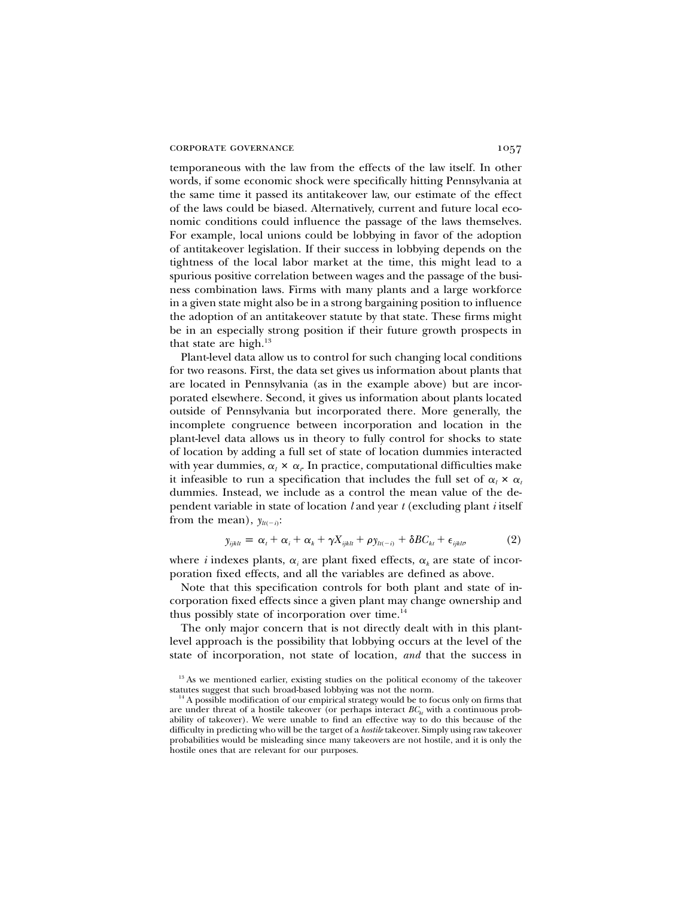temporaneous with the law from the effects of the law itself. In other words, if some economic shock were specifically hitting Pennsylvania at the same time it passed its antitakeover law, our estimate of the effect of the laws could be biased. Alternatively, current and future local economic conditions could influence the passage of the laws themselves. For example, local unions could be lobbying in favor of the adoption of antitakeover legislation. If their success in lobbying depends on the tightness of the local labor market at the time, this might lead to a spurious positive correlation between wages and the passage of the business combination laws. Firms with many plants and a large workforce in a given state might also be in a strong bargaining position to influence the adoption of an antitakeover statute by that state. These firms might be in an especially strong position if their future growth prospects in that state are high.[13]

Plant-level data allow us to control for such changing local conditions for two reasons. First, the data set gives us information about plants that are located in Pennsylvania (as in the example above) but are incorporated elsewhere. Second, it gives us information about plants located outside of Pennsylvania but incorporated there. More generally, the incomplete congruence between incorporation and location in the plant-level data allows us in theory to fully control for shocks to state of location by adding a full set of state of location dummies interacted with year dummies, $\alpha_l \times \alpha_t$. In practice, computational difficulties make it infeasible to run a specification that includes the full set of $\alpha_l \times \alpha_t$ dummies. Instead, we include as a control the mean value of the dependent variable in state of location $l$ and year $t$ (excluding plant $i$ itself from the mean), $y_{lt(-i)}$:

$$y_{ijklt} = \alpha_t + \alpha_i + \alpha_k + \gamma X_{ijklt} + \rho y_{lt(-i)} + \delta BC_{kt} + \epsilon_{ijklt}, \tag{2}$$

where $i$ indexes plants, $\alpha_i$ are plant fixed effects, $\alpha_k$ are state of incorporation fixed effects, and all the variables are defined as above.

Note that this specification controls for both plant and state of incorporation fixed effects since a given plant may change ownership and thus possibly state of incorporation over time.[14]

The only major concern that is not directly dealt with in this plant-level approach is the possibility that lobbying occurs at the level of the state of incorporation, not state of location, *and* that the success in

[13] As we mentioned earlier, existing studies on the political economy of the takeover statutes suggest that such broad-based lobbying was not the norm.

[14] A possible modification of our empirical strategy would be to focus only on firms that are under threat of a hostile takeover (or perhaps interact $BC_{kt}$ with a continuous probability of takeover). We were unable to find an effective way to do this because of the difficulty in predicting who will be the target of a *hostile* takeover. Simply using raw takeover probabilities would be misleading since many takeovers are not hostile, and it is only the hostile ones that are relevant for our purposes.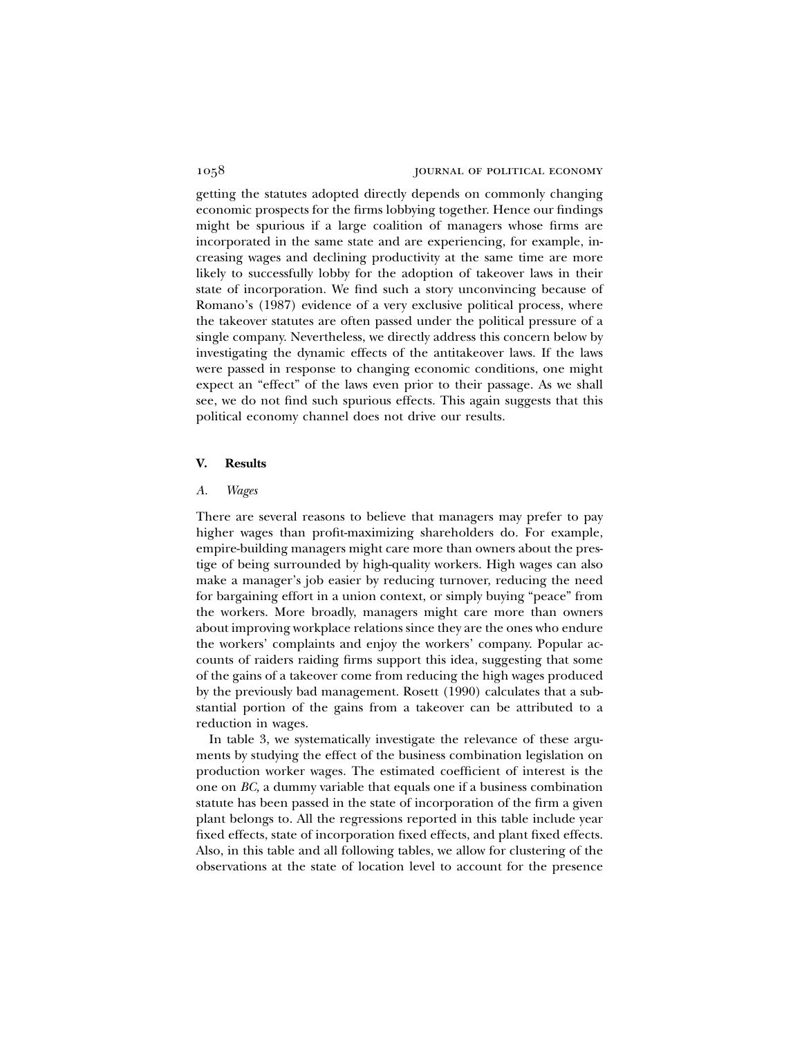getting the statutes adopted directly depends on commonly changing economic prospects for the firms lobbying together. Hence our findings might be spurious if a large coalition of managers whose firms are incorporated in the same state and are experiencing, for example, increasing wages and declining productivity at the same time are more likely to successfully lobby for the adoption of takeover laws in their state of incorporation. We find such a story unconvincing because of Romano's (1987) evidence of a very exclusive political process, where the takeover statutes are often passed under the political pressure of a single company. Nevertheless, we directly address this concern below by investigating the dynamic effects of the antitakeover laws. If the laws were passed in response to changing economic conditions, one might expect an "effect" of the laws even prior to their passage. As we shall see, we do not find such spurious effects. This again suggests that this political economy channel does not drive our results.

## V. Results

### *A. Wages*

There are several reasons to believe that managers may prefer to pay higher wages than profit-maximizing shareholders do. For example, empire-building managers might care more than owners about the prestige of being surrounded by high-quality workers. High wages can also make a manager's job easier by reducing turnover, reducing the need for bargaining effort in a union context, or simply buying "peace" from the workers. More broadly, managers might care more than owners about improving workplace relations since they are the ones who endure the workers' complaints and enjoy the workers' company. Popular accounts of raiders raiding firms support this idea, suggesting that some of the gains of a takeover come from reducing the high wages produced by the previously bad management. Rosett (1990) calculates that a substantial portion of the gains from a takeover can be attributed to a reduction in wages.

In table 3, we systematically investigate the relevance of these arguments by studying the effect of the business combination legislation on production worker wages. The estimated coefficient of interest is the one on *BC,* a dummy variable that equals one if a business combination statute has been passed in the state of incorporation of the firm a given plant belongs to. All the regressions reported in this table include year fixed effects, state of incorporation fixed effects, and plant fixed effects. Also, in this table and all following tables, we allow for clustering of the observations at the state of location level to account for the presence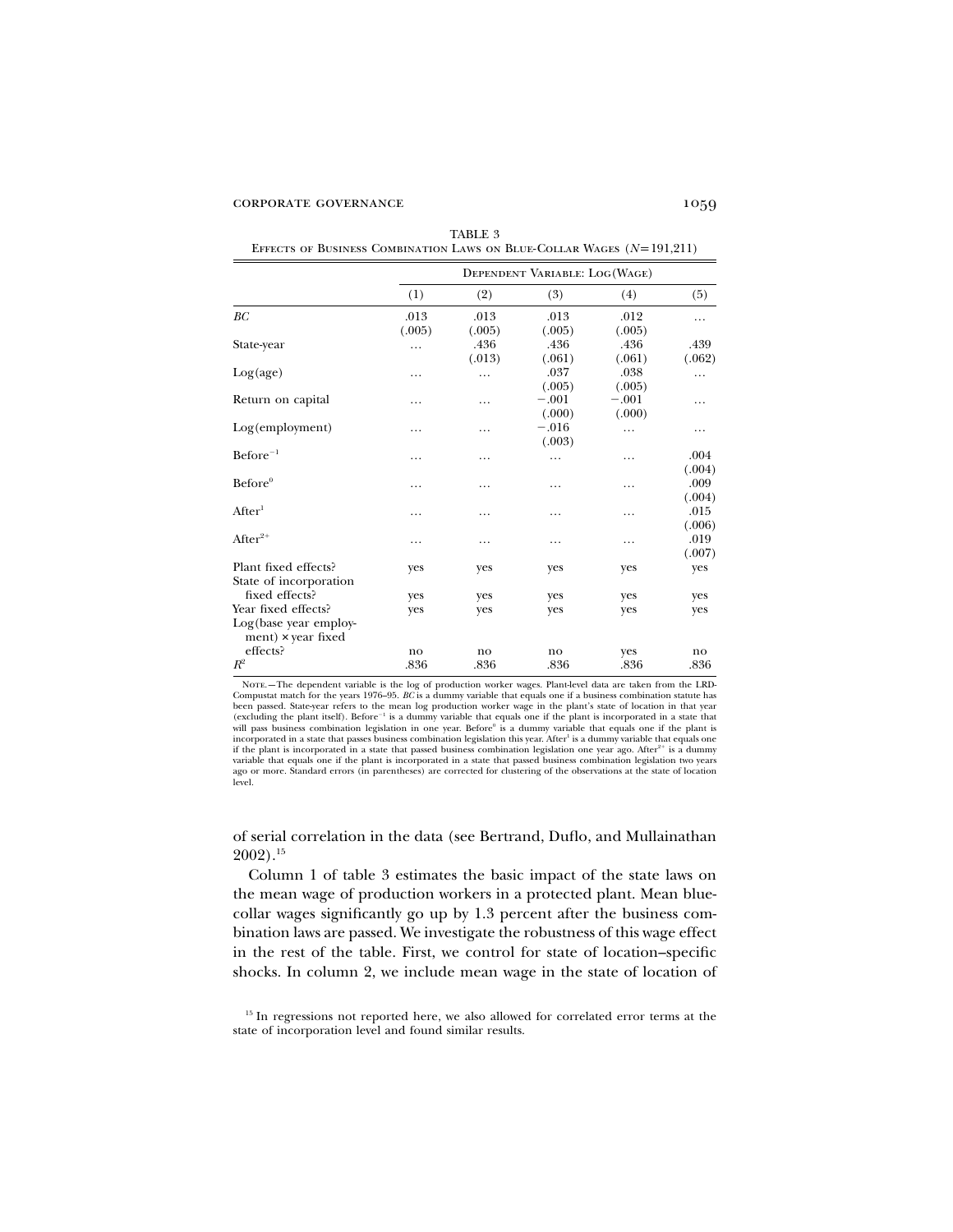TABLE 3

Effects of Business Combination Laws on Blue-Collar Wages ($N = 191{,}211$)

| | Dependent Variable: Log(Wage) | | | | |
|---|---|---|---|---|---|
| | (1) | (2) | (3) | (4) | (5) |
| *BC* | .013 | .013 | .013 | .012 | … |
| | (.005) | (.005) | (.005) | (.005) | |
| State-year | … | .436 | .436 | .436 | .439 |
| | | (.013) | (.061) | (.061) | (.062) |
| Log(age) | … | … | .037 | .038 | … |
| | | | (.005) | (.005) | |
| Return on capital | … | … | −.001 | −.001 | … |
| | | | (.000) | (.000) | |
| Log(employment) | … | … | −.016 | … | … |
| | | | (.003) | | |
| $\text{Before}^{-1}$ | … | … | … | … | .004 |
| | | | | | (.004) |
| $\text{Before}^{0}$ | … | … | … | … | .009 |
| | | | | | (.004) |
| $\text{After}^{1}$ | … | … | … | … | .015 |
| | | | | | (.006) |
| $\text{After}^{2+}$ | … | … | … | … | .019 |
| | | | | | (.007) |
| Plant fixed effects? | yes | yes | yes | yes | yes |
| State of incorporation fixed effects? | yes | yes | yes | yes | yes |
| Year fixed effects? | yes | yes | yes | yes | yes |
| Log(base year employment) × year fixed effects? | no | no | no | yes | no |
| $R^2$ | .836 | .836 | .836 | .836 | .836 |

Note.—The dependent variable is the log of production worker wages. Plant-level data are taken from the LRD-Compustat match for the years 1976–95. *BC* is a dummy variable that equals one if a business combination statute has been passed. State-year refers to the mean log production worker wage in the plant's state of location in that year (excluding the plant itself). $\text{Before}^{-1}$ is a dummy variable that equals one if the plant is incorporated in a state that will pass business combination legislation in one year. $\text{Before}^{0}$ is a dummy variable that equals one if the plant is incorporated in a state that passes business combination legislation this year. $\text{After}^{1}$ is a dummy variable that equals one if the plant is incorporated in a state that passed business combination legislation one year ago. $\text{After}^{2+}$ is a dummy variable that equals one if the plant is incorporated in a state that passed business combination legislation two years ago or more. Standard errors (in parentheses) are corrected for clustering of the observations at the state of location level.

of serial correlation in the data (see Bertrand, Duflo, and Mullainathan 2002).[15]

Column 1 of table 3 estimates the basic impact of the state laws on the mean wage of production workers in a protected plant. Mean blue-collar wages significantly go up by 1.3 percent after the business combination laws are passed. We investigate the robustness of this wage effect in the rest of the table. First, we control for state of location–specific shocks. In column 2, we include mean wage in the state of location of

[15] In regressions not reported here, we also allowed for correlated error terms at the state of incorporation level and found similar results.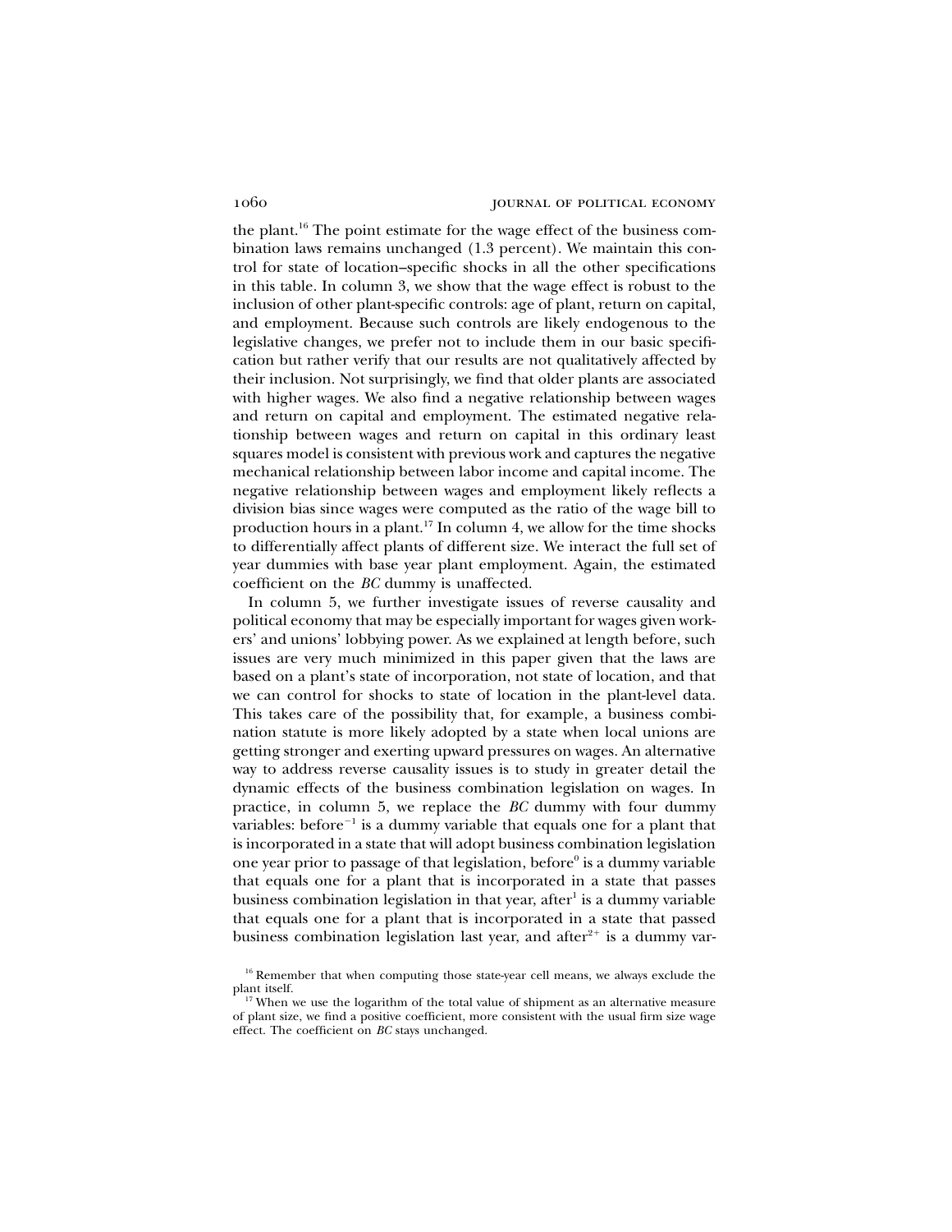the plant.[16] The point estimate for the wage effect of the business combination laws remains unchanged (1.3 percent). We maintain this control for state of location–specific shocks in all the other specifications in this table. In column 3, we show that the wage effect is robust to the inclusion of other plant-specific controls: age of plant, return on capital, and employment. Because such controls are likely endogenous to the legislative changes, we prefer not to include them in our basic specification but rather verify that our results are not qualitatively affected by their inclusion. Not surprisingly, we find that older plants are associated with higher wages. We also find a negative relationship between wages and return on capital and employment. The estimated negative relationship between wages and return on capital in this ordinary least squares model is consistent with previous work and captures the negative mechanical relationship between labor income and capital income. The negative relationship between wages and employment likely reflects a division bias since wages were computed as the ratio of the wage bill to production hours in a plant.[17] In column 4, we allow for the time shocks to differentially affect plants of different size. We interact the full set of year dummies with base year plant employment. Again, the estimated coefficient on the *BC* dummy is unaffected.

In column 5, we further investigate issues of reverse causality and political economy that may be especially important for wages given workers' and unions' lobbying power. As we explained at length before, such issues are very much minimized in this paper given that the laws are based on a plant's state of incorporation, not state of location, and that we can control for shocks to state of location in the plant-level data. This takes care of the possibility that, for example, a business combination statute is more likely adopted by a state when local unions are getting stronger and exerting upward pressures on wages. An alternative way to address reverse causality issues is to study in greater detail the dynamic effects of the business combination legislation on wages. In practice, in column 5, we replace the *BC* dummy with four dummy variables: before$^{-1}$ is a dummy variable that equals one for a plant that is incorporated in a state that will adopt business combination legislation one year prior to passage of that legislation, before$^{0}$ is a dummy variable that equals one for a plant that is incorporated in a state that passes business combination legislation in that year, after$^{1}$ is a dummy variable that equals one for a plant that is incorporated in a state that passed business combination legislation last year, and after$^{2+}$ is a dummy var-

[16] Remember that when computing those state-year cell means, we always exclude the plant itself.

[17] When we use the logarithm of the total value of shipment as an alternative measure of plant size, we find a positive coefficient, more consistent with the usual firm size wage effect. The coefficient on *BC* stays unchanged.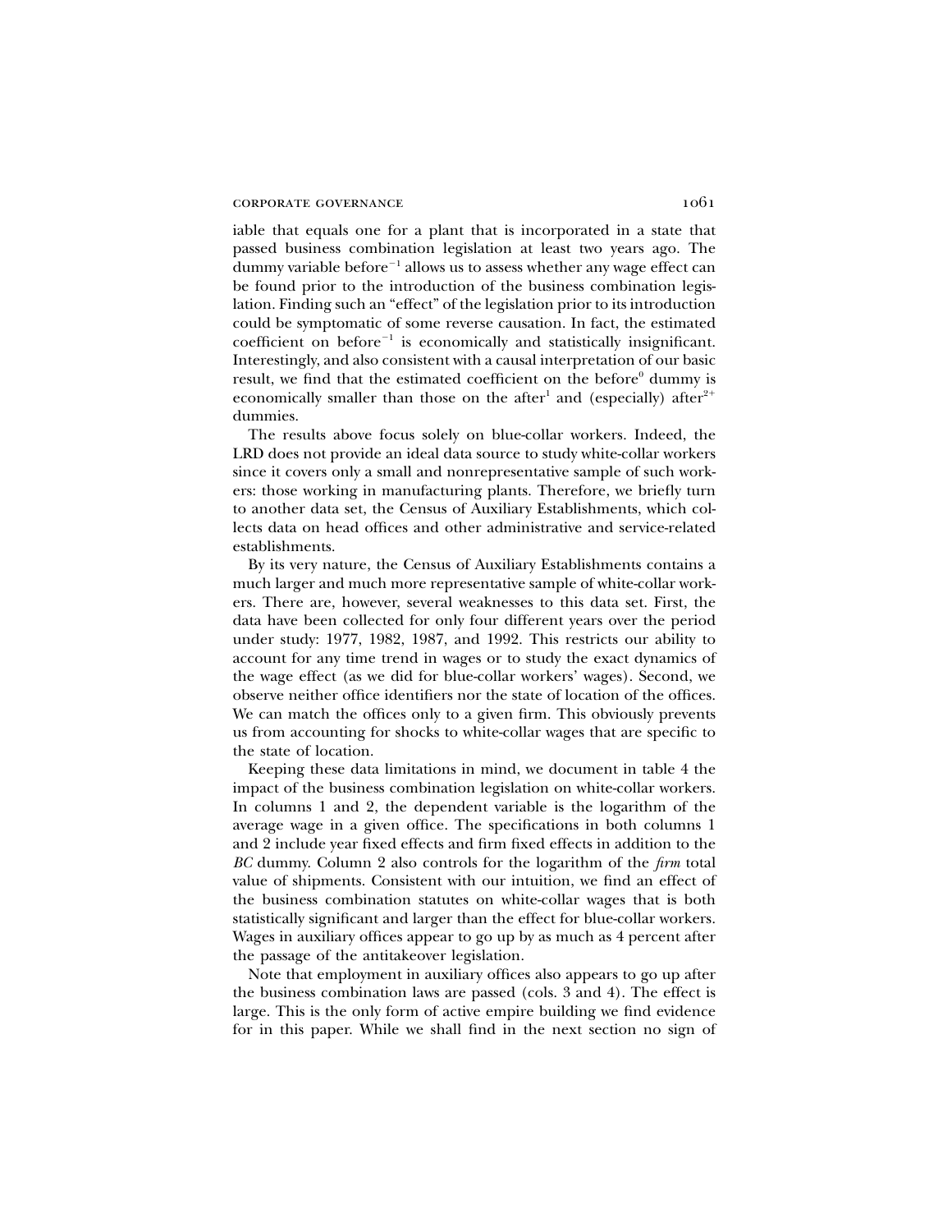iable that equals one for a plant that is incorporated in a state that passed business combination legislation at least two years ago. The dummy variable $\text{before}^{-1}$ allows us to assess whether any wage effect can be found prior to the introduction of the business combination legislation. Finding such an "effect" of the legislation prior to its introduction could be symptomatic of some reverse causation. In fact, the estimated coefficient on $\text{before}^{-1}$ is economically and statistically insignificant. Interestingly, and also consistent with a causal interpretation of our basic result, we find that the estimated coefficient on the $\text{before}^{0}$ dummy is economically smaller than those on the $\text{after}^{1}$ and (especially) $\text{after}^{2+}$ dummies.

The results above focus solely on blue-collar workers. Indeed, the LRD does not provide an ideal data source to study white-collar workers since it covers only a small and nonrepresentative sample of such workers: those working in manufacturing plants. Therefore, we briefly turn to another data set, the Census of Auxiliary Establishments, which collects data on head offices and other administrative and service-related establishments.

By its very nature, the Census of Auxiliary Establishments contains a much larger and much more representative sample of white-collar workers. There are, however, several weaknesses to this data set. First, the data have been collected for only four different years over the period under study: 1977, 1982, 1987, and 1992. This restricts our ability to account for any time trend in wages or to study the exact dynamics of the wage effect (as we did for blue-collar workers' wages). Second, we observe neither office identifiers nor the state of location of the offices. We can match the offices only to a given firm. This obviously prevents us from accounting for shocks to white-collar wages that are specific to the state of location.

Keeping these data limitations in mind, we document in table 4 the impact of the business combination legislation on white-collar workers. In columns 1 and 2, the dependent variable is the logarithm of the average wage in a given office. The specifications in both columns 1 and 2 include year fixed effects and firm fixed effects in addition to the *BC* dummy. Column 2 also controls for the logarithm of the *firm* total value of shipments. Consistent with our intuition, we find an effect of the business combination statutes on white-collar wages that is both statistically significant and larger than the effect for blue-collar workers. Wages in auxiliary offices appear to go up by as much as 4 percent after the passage of the antitakeover legislation.

Note that employment in auxiliary offices also appears to go up after the business combination laws are passed (cols. 3 and 4). The effect is large. This is the only form of active empire building we find evidence for in this paper. While we shall find in the next section no sign of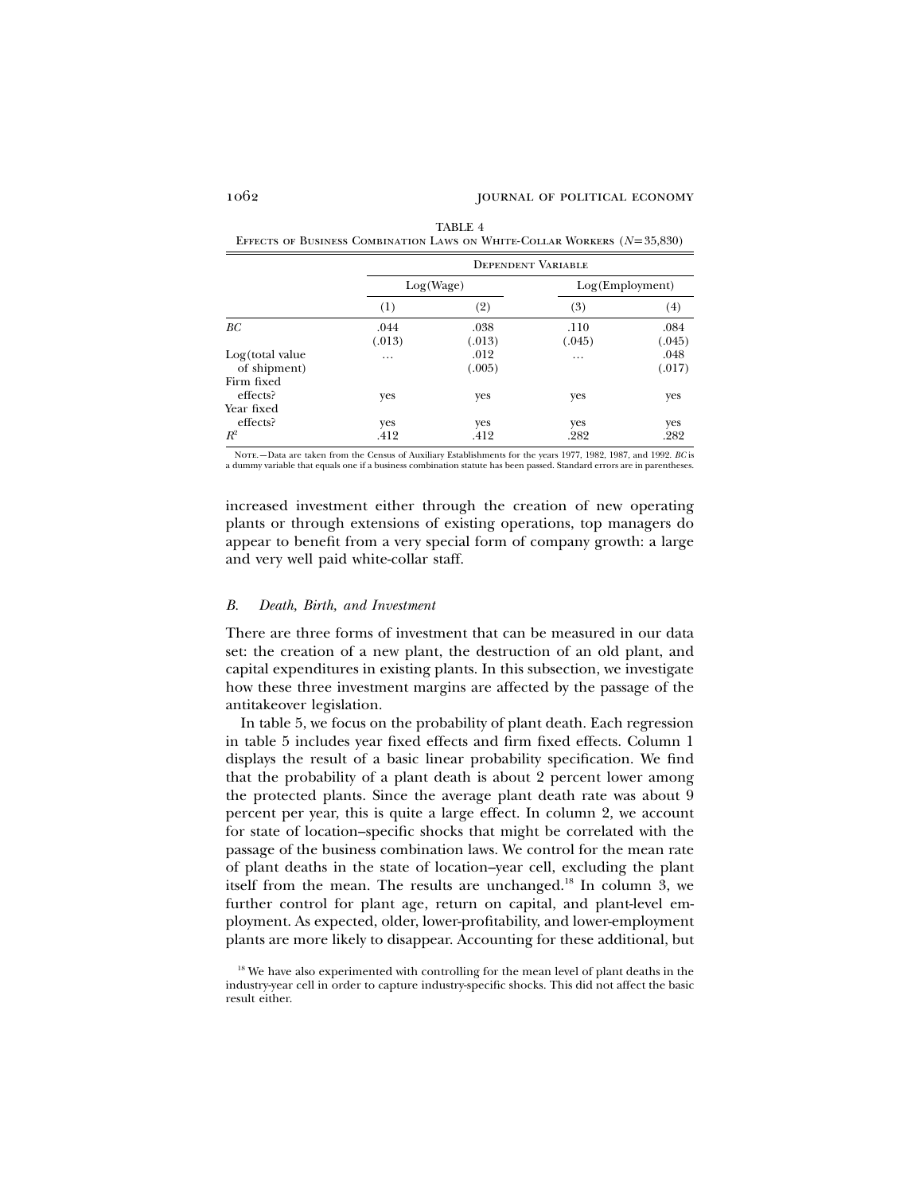TABLE 4
EFFECTS OF BUSINESS COMBINATION LAWS ON WHITE-COLLAR WORKERS ($N$=35,830)

| | Dependent Variable | | | |
|---|---|---|---|---|
| | Log(Wage) | | Log(Employment) | |
| | (1) | (2) | (3) | (4) |
| *BC* | .044 | .038 | .110 | .084 |
| | (.013) | (.013) | (.045) | (.045) |
| Log(total value of shipment) | … | .012 | … | .048 |
| | | (.005) | | (.017) |
| Firm fixed effects? | yes | yes | yes | yes |
| Year fixed effects? | yes | yes | yes | yes |
| $R^2$ | .412 | .412 | .282 | .282 |

NOTE.—Data are taken from the Census of Auxiliary Establishments for the years 1977, 1982, 1987, and 1992. *BC* is a dummy variable that equals one if a business combination statute has been passed. Standard errors are in parentheses.

increased investment either through the creation of new operating plants or through extensions of existing operations, top managers do appear to benefit from a very special form of company growth: a large and very well paid white-collar staff.

### *B. Death, Birth, and Investment*

There are three forms of investment that can be measured in our data set: the creation of a new plant, the destruction of an old plant, and capital expenditures in existing plants. In this subsection, we investigate how these three investment margins are affected by the passage of the antitakeover legislation.

In table 5, we focus on the probability of plant death. Each regression in table 5 includes year fixed effects and firm fixed effects. Column 1 displays the result of a basic linear probability specification. We find that the probability of a plant death is about 2 percent lower among the protected plants. Since the average plant death rate was about 9 percent per year, this is quite a large effect. In column 2, we account for state of location–specific shocks that might be correlated with the passage of the business combination laws. We control for the mean rate of plant deaths in the state of location–year cell, excluding the plant itself from the mean. The results are unchanged.[18] In column 3, we further control for plant age, return on capital, and plant-level employment. As expected, older, lower-profitability, and lower-employment plants are more likely to disappear. Accounting for these additional, but

[18] We have also experimented with controlling for the mean level of plant deaths in the industry-year cell in order to capture industry-specific shocks. This did not affect the basic result either.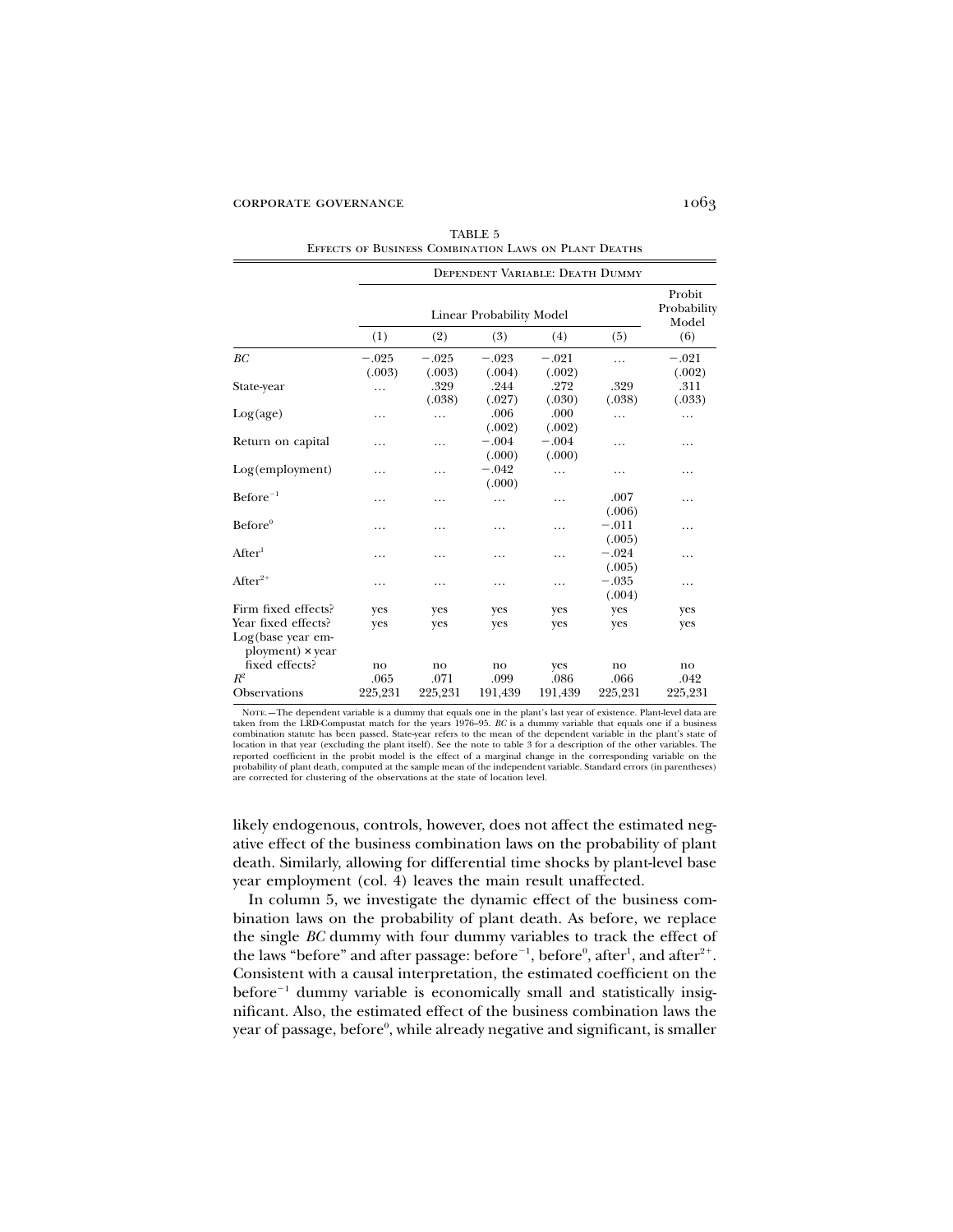TABLE 5

Effects of Business Combination Laws on Plant Deaths

| | Dependent Variable: Death Dummy | | | | | |
|---|---|---|---|---|---|---|
| | Linear Probability Model | | | | | Probit Probability Model |
| | (1) | (2) | (3) | (4) | (5) | (6) |
| *BC* | −.025 (.003) | −.025 (.003) | −.023 (.004) | −.021 (.002) | … | −.021 (.002) |
| State-year | … | .329 (.038) | .244 (.027) | .272 (.030) | .329 (.038) | .311 (.033) |
| Log(age) | … | … | .006 (.002) | .000 (.002) | … | … |
| Return on capital | … | … | −.004 (.000) | −.004 (.000) | … | … |
| Log(employment) | … | … | −.042 (.000) | … | … | … |
| Before$^{-1}$ | … | … | … | … | .007 (.006) | … |
| Before$^{0}$ | … | … | … | … | −.011 (.005) | … |
| After$^{1}$ | … | … | … | … | −.024 (.005) | … |
| After$^{2+}$ | … | … | … | … | −.035 (.004) | … |
| Firm fixed effects? | yes | yes | yes | yes | yes | yes |
| Year fixed effects? | yes | yes | yes | yes | yes | yes |
| Log(base year employment) × year fixed effects? | no | no | no | yes | no | no |
| $R^2$ | .065 | .071 | .099 | .086 | .066 | .042 |
| Observations | 225,231 | 225,231 | 191,439 | 191,439 | 225,231 | 225,231 |

Note.—The dependent variable is a dummy that equals one in the plant's last year of existence. Plant-level data are taken from the LRD-Compustat match for the years 1976–95. *BC* is a dummy variable that equals one if a business combination statute has been passed. State-year refers to the mean of the dependent variable in the plant's state of location in that year (excluding the plant itself). See the note to table 3 for a description of the other variables. The reported coefficient in the probit model is the effect of a marginal change in the corresponding variable on the probability of plant death, computed at the sample mean of the independent variable. Standard errors (in parentheses) are corrected for clustering of the observations at the state of location level.

likely endogenous, controls, however, does not affect the estimated negative effect of the business combination laws on the probability of plant death. Similarly, allowing for differential time shocks by plant-level base year employment (col. 4) leaves the main result unaffected.

In column 5, we investigate the dynamic effect of the business combination laws on the probability of plant death. As before, we replace the single *BC* dummy with four dummy variables to track the effect of the laws "before" and after passage: before$^{-1}$, before$^{0}$, after$^{1}$, and after$^{2+}$. Consistent with a causal interpretation, the estimated coefficient on the before$^{-1}$ dummy variable is economically small and statistically insignificant. Also, the estimated effect of the business combination laws the year of passage, before$^{0}$, while already negative and significant, is smaller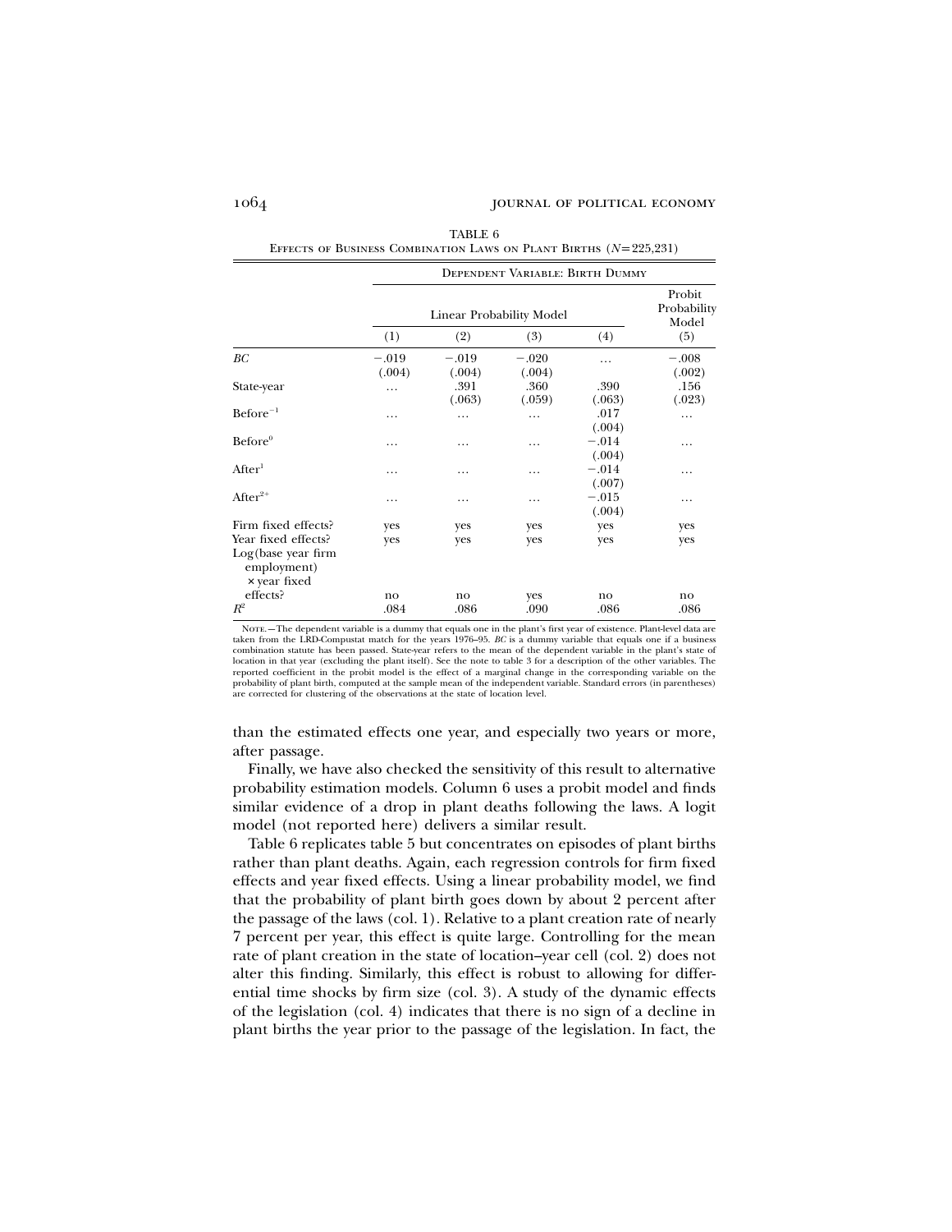TABLE 6

Effects of Business Combination Laws on Plant Births ($N = 225{,}231$)

| | Dependent Variable: Birth Dummy | | | | |
|---|---|---|---|---|---|
| | Linear Probability Model | | | | Probit Probability Model |
| | (1) | (2) | (3) | (4) | (5) |
| *BC* | −.019 (.004) | −.019 (.004) | −.020 (.004) | … | −.008 (.002) |
| State-year | … | .391 (.063) | .360 (.059) | .390 (.063) | .156 (.023) |
| $\text{Before}^{-1}$ | … | … | … | .017 (.004) | … |
| $\text{Before}^{0}$ | … | … | … | −.014 (.004) | … |
| $\text{After}^{1}$ | … | … | … | −.014 (.007) | … |
| $\text{After}^{2+}$ | … | … | … | −.015 (.004) | … |
| Firm fixed effects? | yes | yes | yes | yes | yes |
| Year fixed effects? | yes | yes | yes | yes | yes |
| Log(base year firm employment) × year fixed effects? | no | no | yes | no | no |
| $R^2$ | .084 | .086 | .090 | .086 | .086 |

Note.—The dependent variable is a dummy that equals one in the plant's first year of existence. Plant-level data are taken from the LRD-Compustat match for the years 1976–95. *BC* is a dummy variable that equals one if a business combination statute has been passed. State-year refers to the mean of the dependent variable in the plant's state of location in that year (excluding the plant itself). See the note to table 3 for a description of the other variables. The reported coefficient in the probit model is the effect of a marginal change in the corresponding variable on the probability of plant birth, computed at the sample mean of the independent variable. Standard errors (in parentheses) are corrected for clustering of the observations at the state of location level.

than the estimated effects one year, and especially two years or more, after passage.

Finally, we have also checked the sensitivity of this result to alternative probability estimation models. Column 6 uses a probit model and finds similar evidence of a drop in plant deaths following the laws. A logit model (not reported here) delivers a similar result.

Table 6 replicates table 5 but concentrates on episodes of plant births rather than plant deaths. Again, each regression controls for firm fixed effects and year fixed effects. Using a linear probability model, we find that the probability of plant birth goes down by about 2 percent after the passage of the laws (col. 1). Relative to a plant creation rate of nearly 7 percent per year, this effect is quite large. Controlling for the mean rate of plant creation in the state of location–year cell (col. 2) does not alter this finding. Similarly, this effect is robust to allowing for differential time shocks by firm size (col. 3). A study of the dynamic effects of the legislation (col. 4) indicates that there is no sign of a decline in plant births the year prior to the passage of the legislation. In fact, the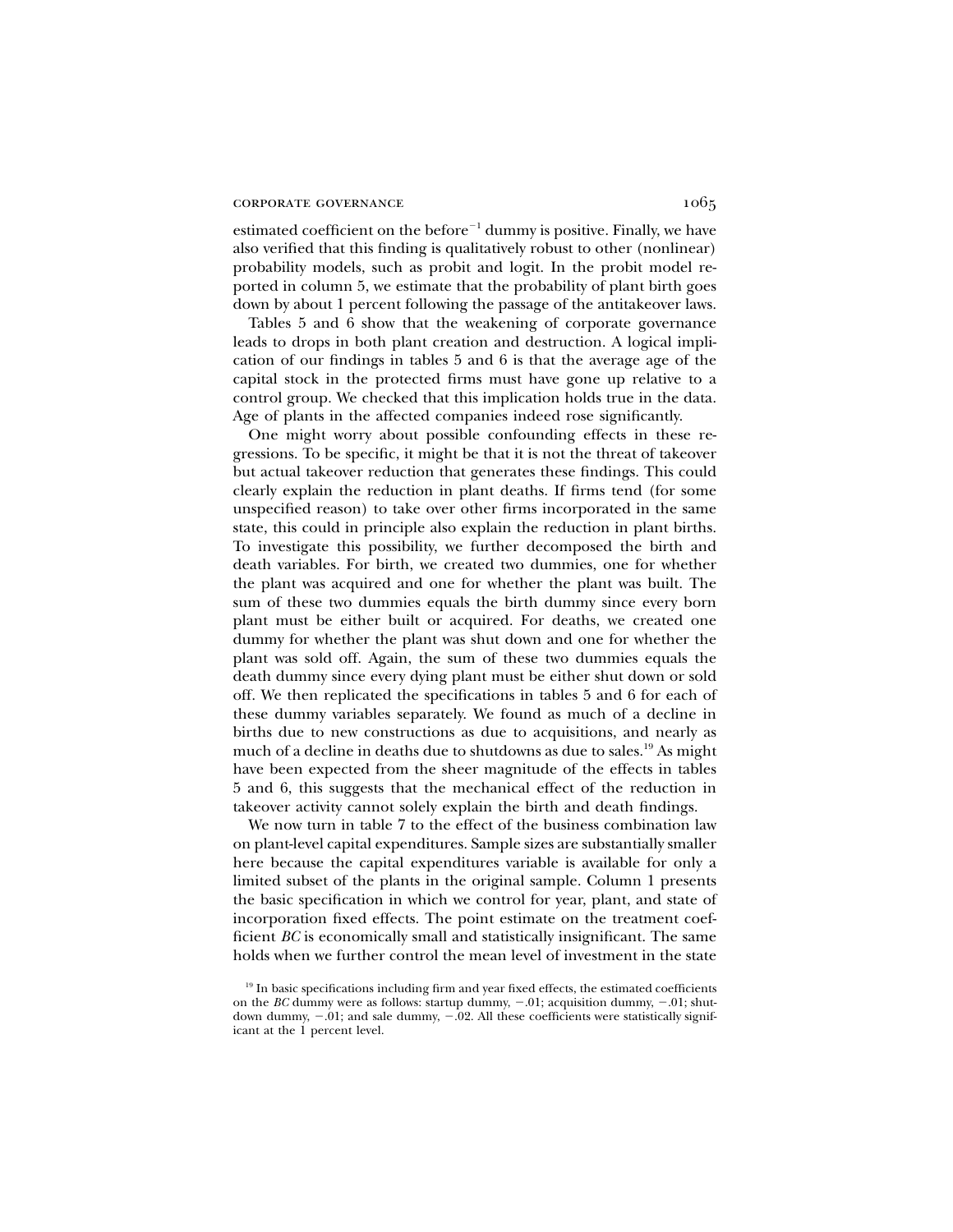estimated coefficient on the before$^{-1}$ dummy is positive. Finally, we have also verified that this finding is qualitatively robust to other (nonlinear) probability models, such as probit and logit. In the probit model reported in column 5, we estimate that the probability of plant birth goes down by about 1 percent following the passage of the antitakeover laws.

Tables 5 and 6 show that the weakening of corporate governance leads to drops in both plant creation and destruction. A logical implication of our findings in tables 5 and 6 is that the average age of the capital stock in the protected firms must have gone up relative to a control group. We checked that this implication holds true in the data. Age of plants in the affected companies indeed rose significantly.

One might worry about possible confounding effects in these regressions. To be specific, it might be that it is not the threat of takeover but actual takeover reduction that generates these findings. This could clearly explain the reduction in plant deaths. If firms tend (for some unspecified reason) to take over other firms incorporated in the same state, this could in principle also explain the reduction in plant births. To investigate this possibility, we further decomposed the birth and death variables. For birth, we created two dummies, one for whether the plant was acquired and one for whether the plant was built. The sum of these two dummies equals the birth dummy since every born plant must be either built or acquired. For deaths, we created one dummy for whether the plant was shut down and one for whether the plant was sold off. Again, the sum of these two dummies equals the death dummy since every dying plant must be either shut down or sold off. We then replicated the specifications in tables 5 and 6 for each of these dummy variables separately. We found as much of a decline in births due to new constructions as due to acquisitions, and nearly as much of a decline in deaths due to shutdowns as due to sales.[19] As might have been expected from the sheer magnitude of the effects in tables 5 and 6, this suggests that the mechanical effect of the reduction in takeover activity cannot solely explain the birth and death findings.

We now turn in table 7 to the effect of the business combination law on plant-level capital expenditures. Sample sizes are substantially smaller here because the capital expenditures variable is available for only a limited subset of the plants in the original sample. Column 1 presents the basic specification in which we control for year, plant, and state of incorporation fixed effects. The point estimate on the treatment coefficient *BC* is economically small and statistically insignificant. The same holds when we further control the mean level of investment in the state

[19] In basic specifications including firm and year fixed effects, the estimated coefficients on the *BC* dummy were as follows: startup dummy, −.01; acquisition dummy, −.01; shutdown dummy, −.01; and sale dummy, −.02. All these coefficients were statistically significant at the 1 percent level.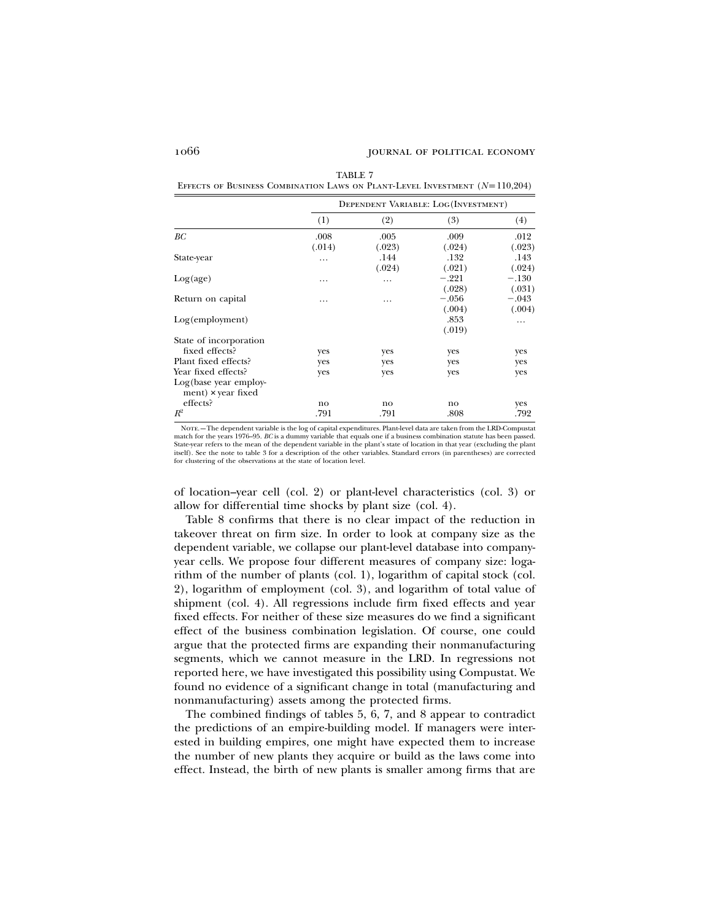TABLE 7

Effects of Business Combination Laws on Plant-Level Investment ($N=110{,}204$)

| | Dependent Variable: Log(Investment) | | | |
|---|---|---|---|---|
| | (1) | (2) | (3) | (4) |
| *BC* | .008 | .005 | .009 | .012 |
| | (.014) | (.023) | (.024) | (.023) |
| State-year | … | .144 | .132 | .143 |
| | | (.024) | (.021) | (.024) |
| Log(age) | … | … | −.221 | −.130 |
| | | | (.028) | (.031) |
| Return on capital | … | … | −.056 | −.043 |
| | | | (.004) | (.004) |
| Log(employment) | | | .853 | … |
| | | | (.019) | |
| State of incorporation fixed effects? | yes | yes | yes | yes |
| Plant fixed effects? | yes | yes | yes | yes |
| Year fixed effects? | yes | yes | yes | yes |
| Log(base year employment) × year fixed effects? | no | no | no | yes |
| $R^2$ | .791 | .791 | .808 | .792 |

Note.—The dependent variable is the log of capital expenditures. Plant-level data are taken from the LRD-Compustat match for the years 1976–95. *BC* is a dummy variable that equals one if a business combination statute has been passed. State-year refers to the mean of the dependent variable in the plant's state of location in that year (excluding the plant itself). See the note to table 3 for a description of the other variables. Standard errors (in parentheses) are corrected for clustering of the observations at the state of location level.

of location–year cell (col. 2) or plant-level characteristics (col. 3) or allow for differential time shocks by plant size (col. 4).

Table 8 confirms that there is no clear impact of the reduction in takeover threat on firm size. In order to look at company size as the dependent variable, we collapse our plant-level database into company-year cells. We propose four different measures of company size: logarithm of the number of plants (col. 1), logarithm of capital stock (col. 2), logarithm of employment (col. 3), and logarithm of total value of shipment (col. 4). All regressions include firm fixed effects and year fixed effects. For neither of these size measures do we find a significant effect of the business combination legislation. Of course, one could argue that the protected firms are expanding their nonmanufacturing segments, which we cannot measure in the LRD. In regressions not reported here, we have investigated this possibility using Compustat. We found no evidence of a significant change in total (manufacturing and nonmanufacturing) assets among the protected firms.

The combined findings of tables 5, 6, 7, and 8 appear to contradict the predictions of an empire-building model. If managers were interested in building empires, one might have expected them to increase the number of new plants they acquire or build as the laws come into effect. Instead, the birth of new plants is smaller among firms that are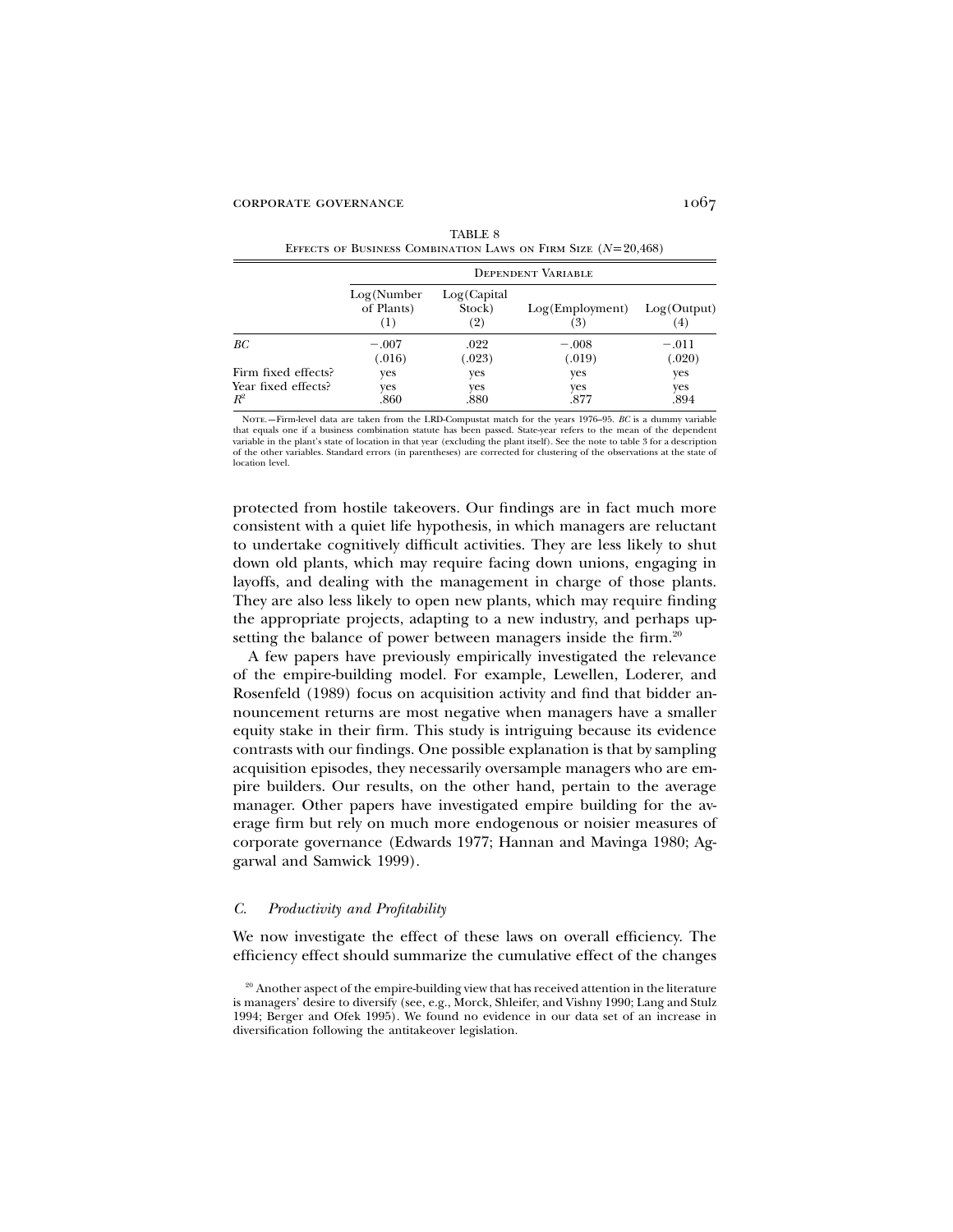TABLE 8
Effects of Business Combination Laws on Firm Size ($N = 20{,}468$)

| | Dependent Variable | | | |
|---|---|---|---|---|
| | Log(Number of Plants) (1) | Log(Capital Stock) (2) | Log(Employment) (3) | Log(Output) (4) |
| *BC* | −.007 | .022 | −.008 | −.011 |
| | (.016) | (.023) | (.019) | (.020) |
| Firm fixed effects? | yes | yes | yes | yes |
| Year fixed effects? | yes | yes | yes | yes |
| $R^2$ | .860 | .880 | .877 | .894 |

Note.—Firm-level data are taken from the LRD-Compustat match for the years 1976–95. *BC* is a dummy variable that equals one if a business combination statute has been passed. State-year refers to the mean of the dependent variable in the plant's state of location in that year (excluding the plant itself). See the note to table 3 for a description of the other variables. Standard errors (in parentheses) are corrected for clustering of the observations at the state of location level.

protected from hostile takeovers. Our findings are in fact much more consistent with a quiet life hypothesis, in which managers are reluctant to undertake cognitively difficult activities. They are less likely to shut down old plants, which may require facing down unions, engaging in layoffs, and dealing with the management in charge of those plants. They are also less likely to open new plants, which may require finding the appropriate projects, adapting to a new industry, and perhaps upsetting the balance of power between managers inside the firm.[20]

A few papers have previously empirically investigated the relevance of the empire-building model. For example, Lewellen, Loderer, and Rosenfeld (1989) focus on acquisition activity and find that bidder announcement returns are most negative when managers have a smaller equity stake in their firm. This study is intriguing because its evidence contrasts with our findings. One possible explanation is that by sampling acquisition episodes, they necessarily oversample managers who are empire builders. Our results, on the other hand, pertain to the average manager. Other papers have investigated empire building for the average firm but rely on much more endogenous or noisier measures of corporate governance (Edwards 1977; Hannan and Mavinga 1980; Aggarwal and Samwick 1999).

### *C. Productivity and Profitability*

We now investigate the effect of these laws on overall efficiency. The efficiency effect should summarize the cumulative effect of the changes

[20] Another aspect of the empire-building view that has received attention in the literature is managers' desire to diversify (see, e.g., Morck, Shleifer, and Vishny 1990; Lang and Stulz 1994; Berger and Ofek 1995). We found no evidence in our data set of an increase in diversification following the antitakeover legislation.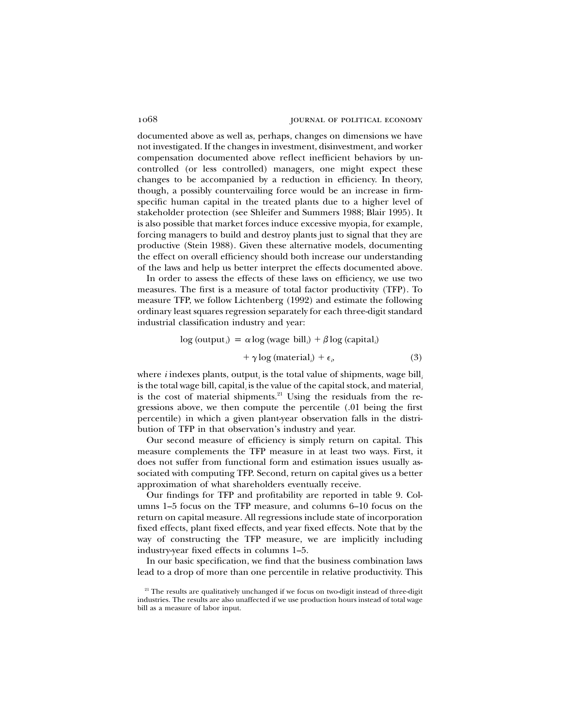documented above as well as, perhaps, changes on dimensions we have not investigated. If the changes in investment, disinvestment, and worker compensation documented above reflect inefficient behaviors by uncontrolled (or less controlled) managers, one might expect these changes to be accompanied by a reduction in efficiency. In theory, though, a possibly countervailing force would be an increase in firm-specific human capital in the treated plants due to a higher level of stakeholder protection (see Shleifer and Summers 1988; Blair 1995). It is also possible that market forces induce excessive myopia, for example, forcing managers to build and destroy plants just to signal that they are productive (Stein 1988). Given these alternative models, documenting the effect on overall efficiency should both increase our understanding of the laws and help us better interpret the effects documented above.

In order to assess the effects of these laws on efficiency, we use two measures. The first is a measure of total factor productivity (TFP). To measure TFP, we follow Lichtenberg (1992) and estimate the following ordinary least squares regression separately for each three-digit standard industrial classification industry and year:

$$\log(\text{output}_i) = \alpha \log(\text{wage bill}_i) + \beta \log(\text{capital}_i) + \gamma \log(\text{material}_i) + \epsilon_i, \tag{3}$$

where $i$ indexes plants, $\text{output}_i$ is the total value of shipments, $\text{wage bill}_i$ is the total wage bill, $\text{capital}_i$ is the value of the capital stock, and $\text{material}_i$ is the cost of material shipments.[21] Using the residuals from the regressions above, we then compute the percentile (.01 being the first percentile) in which a given plant-year observation falls in the distribution of TFP in that observation's industry and year.

Our second measure of efficiency is simply return on capital. This measure complements the TFP measure in at least two ways. First, it does not suffer from functional form and estimation issues usually associated with computing TFP. Second, return on capital gives us a better approximation of what shareholders eventually receive.

Our findings for TFP and profitability are reported in table 9. Columns 1–5 focus on the TFP measure, and columns 6–10 focus on the return on capital measure. All regressions include state of incorporation fixed effects, plant fixed effects, and year fixed effects. Note that by the way of constructing the TFP measure, we are implicitly including industry-year fixed effects in columns 1–5.

In our basic specification, we find that the business combination laws lead to a drop of more than one percentile in relative productivity. This

[21] The results are qualitatively unchanged if we focus on two-digit instead of three-digit industries. The results are also unaffected if we use production hours instead of total wage bill as a measure of labor input.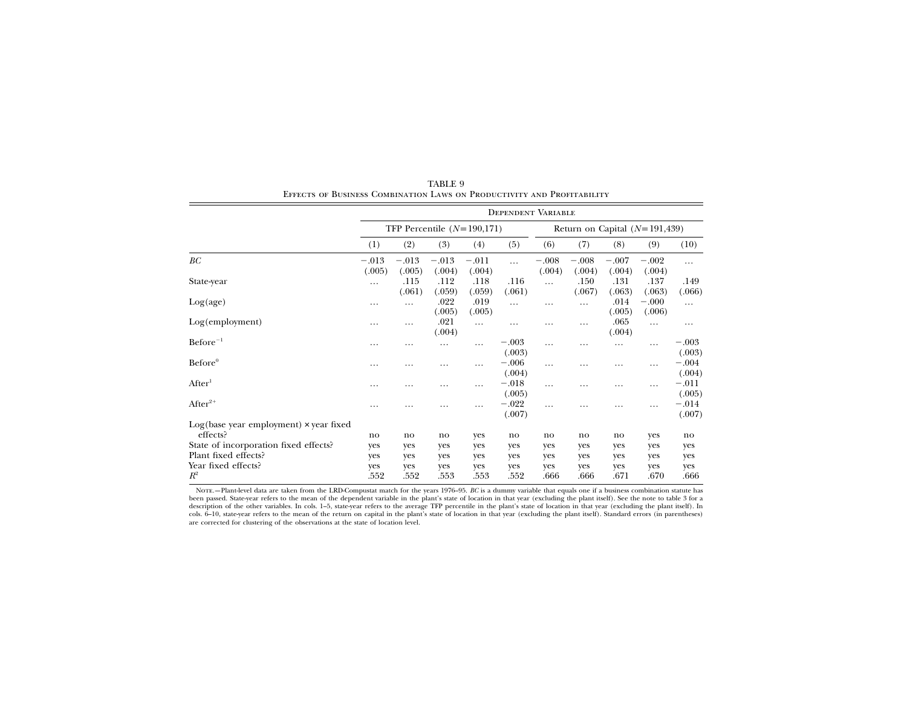TABLE 9
Effects of Business Combination Laws on Productivity and Profitability

| | Dependent Variable | | | | | | | | | |
|---|---|---|---|---|---|---|---|---|---|---|
| | TFP Percentile ($N$ = 190,171) | | | | | Return on Capital ($N$ = 191,439) | | | | |
| | (1) | (2) | (3) | (4) | (5) | (6) | (7) | (8) | (9) | (10) |
| *BC* | −.013 (.005) | −.013 (.005) | −.013 (.004) | −.011 (.004) | … | −.008 (.004) | −.008 (.004) | −.007 (.004) | −.002 (.004) | … |
| State-year | … | .115 (.061) | .112 (.059) | .118 (.059) | .116 (.061) | … | .150 (.067) | .131 (.063) | .137 (.063) | .149 (.066) |
| Log(age) | … | … | .022 (.005) | .019 (.005) | … | … | … | .014 (.005) | −.000 (.006) | … |
| Log(employment) | … | … | .021 (.004) | … | … | … | … | .065 (.004) | … | … |
| Before$^{-1}$ | … | … | … | … | −.003 (.003) | … | … | … | … | −.003 (.003) |
| Before$^{0}$ | … | … | … | … | −.006 (.004) | … | … | … | … | −.004 (.004) |
| After$^{1}$ | … | … | … | … | −.018 (.005) | … | … | … | … | −.011 (.005) |
| After$^{2+}$ | … | … | … | … | −.022 (.007) | … | … | … | … | −.014 (.007) |
| Log(base year employment) × year fixed effects? | no | no | no | yes | no | no | no | no | yes | no |
| State of incorporation fixed effects? | yes | yes | yes | yes | yes | yes | yes | yes | yes | yes |
| Plant fixed effects? | yes | yes | yes | yes | yes | yes | yes | yes | yes | yes |
| Year fixed effects? | yes | yes | yes | yes | yes | yes | yes | yes | yes | yes |
| $R^2$ | .552 | .552 | .553 | .553 | .552 | .666 | .666 | .671 | .670 | .666 |

Note.—Plant-level data are taken from the LRD-Compustat match for the years 1976–95. *BC* is a dummy variable that equals one if a business combination statute has been passed. State-year refers to the mean of the dependent variable in the plant's state of location in that year (excluding the plant itself). See the note to table 3 for a description of the other variables. In cols. 1–5, state-year refers to the average TFP percentile in the plant's state of location in that year (excluding the plant itself). In cols. 6–10, state-year refers to the mean of the return on capital in the plant's state of location in that year (excluding the plant itself). Standard errors (in parentheses) are corrected for clustering of the observations at the state of location level.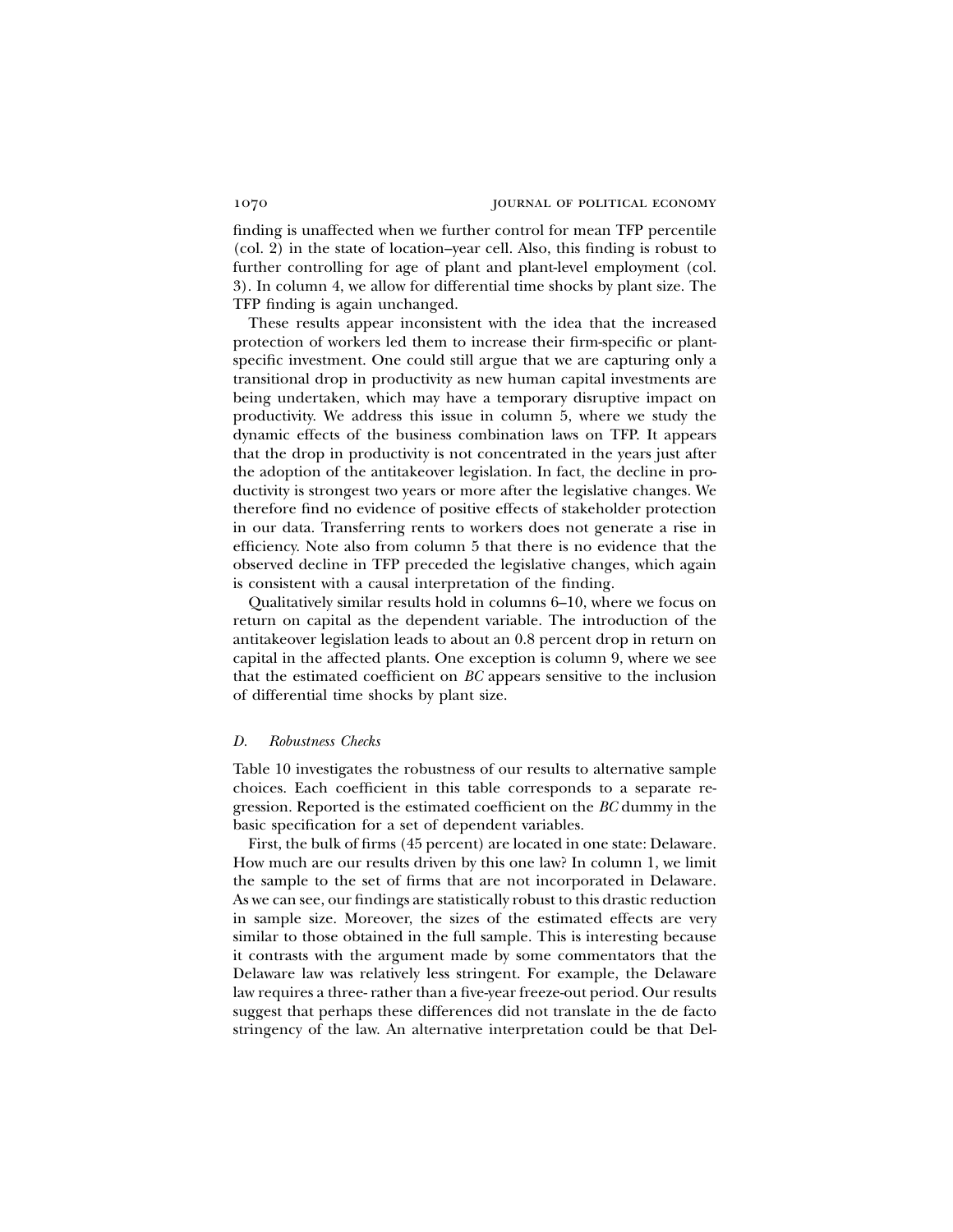finding is unaffected when we further control for mean TFP percentile (col. 2) in the state of location–year cell. Also, this finding is robust to further controlling for age of plant and plant-level employment (col. 3). In column 4, we allow for differential time shocks by plant size. The TFP finding is again unchanged.

These results appear inconsistent with the idea that the increased protection of workers led them to increase their firm-specific or plant-specific investment. One could still argue that we are capturing only a transitional drop in productivity as new human capital investments are being undertaken, which may have a temporary disruptive impact on productivity. We address this issue in column 5, where we study the dynamic effects of the business combination laws on TFP. It appears that the drop in productivity is not concentrated in the years just after the adoption of the antitakeover legislation. In fact, the decline in productivity is strongest two years or more after the legislative changes. We therefore find no evidence of positive effects of stakeholder protection in our data. Transferring rents to workers does not generate a rise in efficiency. Note also from column 5 that there is no evidence that the observed decline in TFP preceded the legislative changes, which again is consistent with a causal interpretation of the finding.

Qualitatively similar results hold in columns 6–10, where we focus on return on capital as the dependent variable. The introduction of the antitakeover legislation leads to about an 0.8 percent drop in return on capital in the affected plants. One exception is column 9, where we see that the estimated coefficient on *BC* appears sensitive to the inclusion of differential time shocks by plant size.

### *D. Robustness Checks*

Table 10 investigates the robustness of our results to alternative sample choices. Each coefficient in this table corresponds to a separate regression. Reported is the estimated coefficient on the *BC* dummy in the basic specification for a set of dependent variables.

First, the bulk of firms (45 percent) are located in one state: Delaware. How much are our results driven by this one law? In column 1, we limit the sample to the set of firms that are not incorporated in Delaware. As we can see, our findings are statistically robust to this drastic reduction in sample size. Moreover, the sizes of the estimated effects are very similar to those obtained in the full sample. This is interesting because it contrasts with the argument made by some commentators that the Delaware law was relatively less stringent. For example, the Delaware law requires a three- rather than a five-year freeze-out period. Our results suggest that perhaps these differences did not translate in the de facto stringency of the law. An alternative interpretation could be that Del-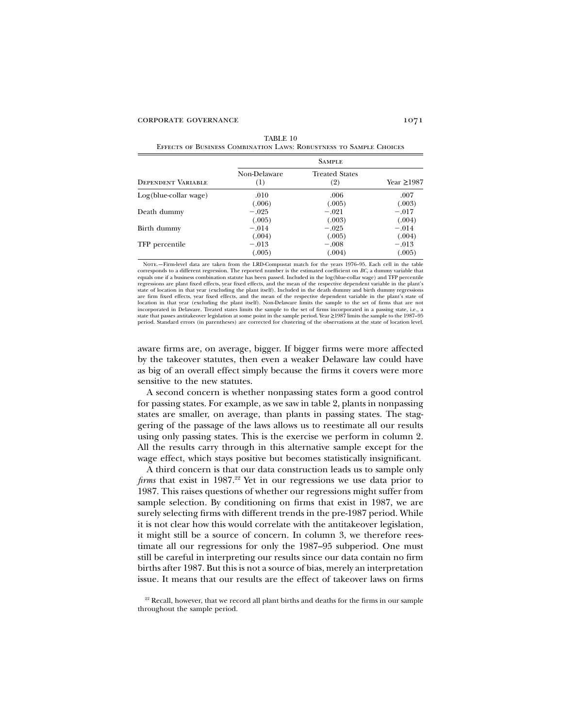TABLE 10

Effects of Business Combination Laws: Robustness to Sample Choices

| Dependent Variable | Sample | | |
|---|---|---|---|
| | Non-Delaware (1) | Treated States (2) | Year ≥1987 |
| Log(blue-collar wage) | .010 | .006 | .007 |
| | (.006) | (.005) | (.003) |
| Death dummy | −.025 | −.021 | −.017 |
| | (.005) | (.003) | (.004) |
| Birth dummy | −.014 | −.025 | −.014 |
| | (.004) | (.005) | (.004) |
| TFP percentile | −.013 | −.008 | −.013 |
| | (.005) | (.004) | (.005) |

Note.—Firm-level data are taken from the LRD-Compustat match for the years 1976–95. Each cell in the table corresponds to a different regression. The reported number is the estimated coefficient on *BC*, a dummy variable that equals one if a business combination statute has been passed. Included in the log(blue-collar wage) and TFP percentile regressions are plant fixed effects, year fixed effects, and the mean of the respective dependent variable in the plant's state of location in that year (excluding the plant itself). Included in the death dummy and birth dummy regressions are firm fixed effects, year fixed effects, and the mean of the respective dependent variable in the plant's state of location in that year (excluding the plant itself). Non-Delaware limits the sample to the set of firms that are not incorporated in Delaware. Treated states limits the sample to the set of firms incorporated in a passing state, i.e., a state that passes antitakeover legislation at some point in the sample period. Year ≥1987 limits the sample to the 1987–95 period. Standard errors (in parentheses) are corrected for clustering of the observations at the state of location level.

aware firms are, on average, bigger. If bigger firms were more affected by the takeover statutes, then even a weaker Delaware law could have as big of an overall effect simply because the firms it covers were more sensitive to the new statutes.

A second concern is whether nonpassing states form a good control for passing states. For example, as we saw in table 2, plants in nonpassing states are smaller, on average, than plants in passing states. The staggering of the passage of the laws allows us to reestimate all our results using only passing states. This is the exercise we perform in column 2. All the results carry through in this alternative sample except for the wage effect, which stays positive but becomes statistically insignificant.

A third concern is that our data construction leads us to sample only *firms* that exist in 1987.[22] Yet in our regressions we use data prior to 1987. This raises questions of whether our regressions might suffer from sample selection. By conditioning on firms that exist in 1987, we are surely selecting firms with different trends in the pre-1987 period. While it is not clear how this would correlate with the antitakeover legislation, it might still be a source of concern. In column 3, we therefore reestimate all our regressions for only the 1987–95 subperiod. One must still be careful in interpreting our results since our data contain no firm births after 1987. But this is not a source of bias, merely an interpretation issue. It means that our results are the effect of takeover laws on firms

[22] Recall, however, that we record all plant births and deaths for the firms in our sample throughout the sample period.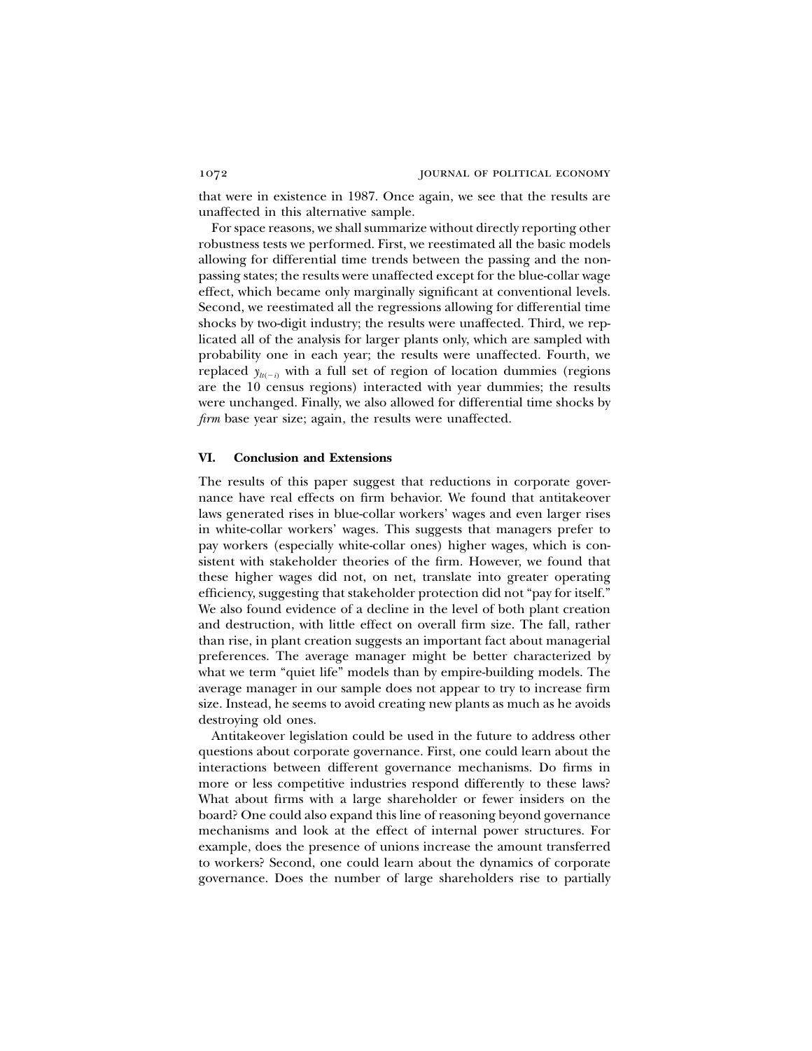that were in existence in 1987. Once again, we see that the results are unaffected in this alternative sample.

For space reasons, we shall summarize without directly reporting other robustness tests we performed. First, we reestimated all the basic models allowing for differential time trends between the passing and the nonpassing states; the results were unaffected except for the blue-collar wage effect, which became only marginally significant at conventional levels. Second, we reestimated all the regressions allowing for differential time shocks by two-digit industry; the results were unaffected. Third, we replicated all of the analysis for larger plants only, which are sampled with probability one in each year; the results were unaffected. Fourth, we replaced $y_{lt(-i)}$ with a full set of region of location dummies (regions are the 10 census regions) interacted with year dummies; the results were unchanged. Finally, we also allowed for differential time shocks by *firm* base year size; again, the results were unaffected.

## VI. Conclusion and Extensions

The results of this paper suggest that reductions in corporate governance have real effects on firm behavior. We found that antitakeover laws generated rises in blue-collar workers' wages and even larger rises in white-collar workers' wages. This suggests that managers prefer to pay workers (especially white-collar ones) higher wages, which is consistent with stakeholder theories of the firm. However, we found that these higher wages did not, on net, translate into greater operating efficiency, suggesting that stakeholder protection did not "pay for itself." We also found evidence of a decline in the level of both plant creation and destruction, with little effect on overall firm size. The fall, rather than rise, in plant creation suggests an important fact about managerial preferences. The average manager might be better characterized by what we term "quiet life" models than by empire-building models. The average manager in our sample does not appear to try to increase firm size. Instead, he seems to avoid creating new plants as much as he avoids destroying old ones.

Antitakeover legislation could be used in the future to address other questions about corporate governance. First, one could learn about the interactions between different governance mechanisms. Do firms in more or less competitive industries respond differently to these laws? What about firms with a large shareholder or fewer insiders on the board? One could also expand this line of reasoning beyond governance mechanisms and look at the effect of internal power structures. For example, does the presence of unions increase the amount transferred to workers? Second, one could learn about the dynamics of corporate governance. Does the number of large shareholders rise to partially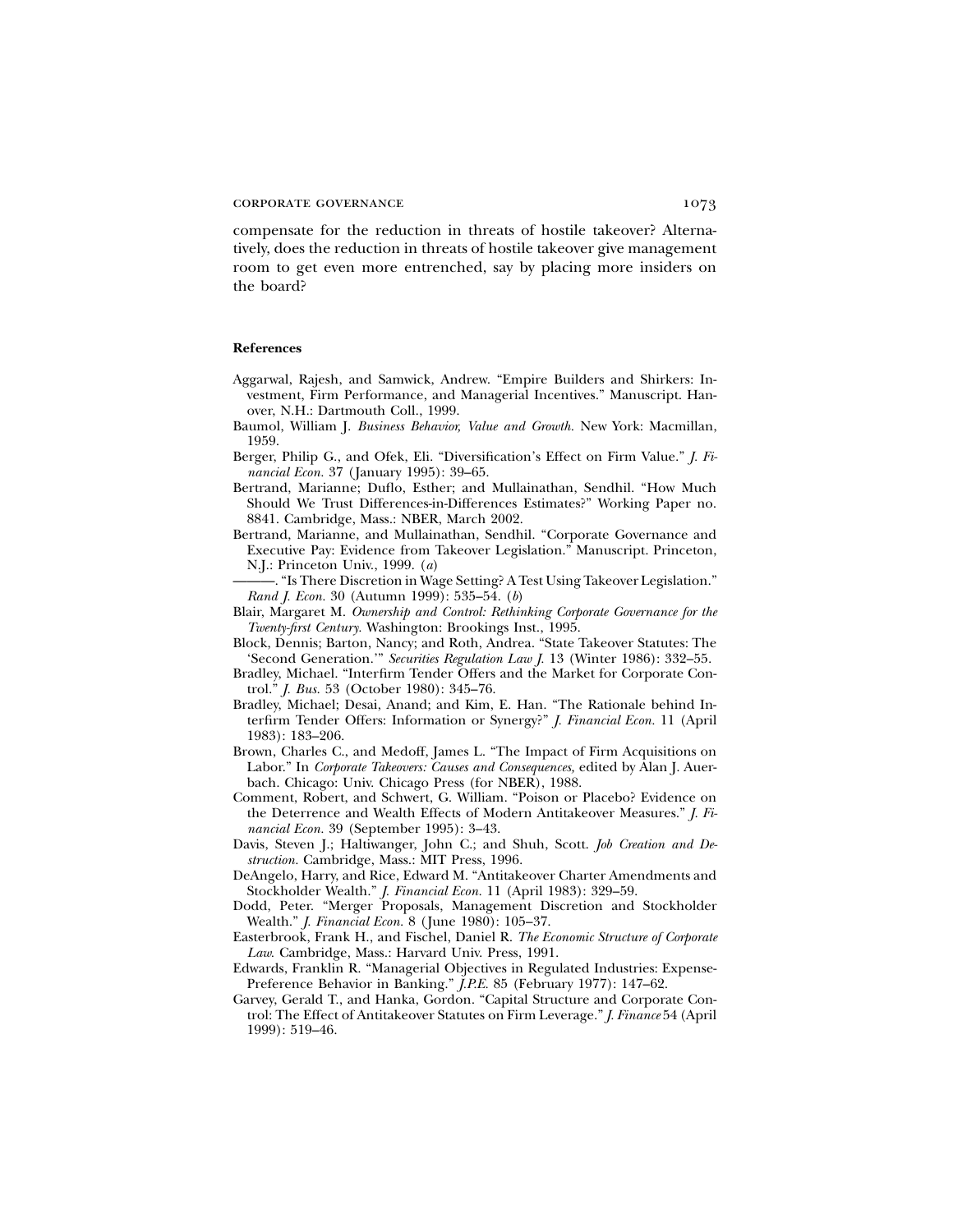compensate for the reduction in threats of hostile takeover? Alternatively, does the reduction in threats of hostile takeover give management room to get even more entrenched, say by placing more insiders on the board?

**References**

Aggarwal, Rajesh, and Samwick, Andrew. "Empire Builders and Shirkers: Investment, Firm Performance, and Managerial Incentives." Manuscript. Hanover, N.H.: Dartmouth Coll., 1999.

Baumol, William J. *Business Behavior, Value and Growth.* New York: Macmillan, 1959.

Berger, Philip G., and Ofek, Eli. "Diversification's Effect on Firm Value." *J. Financial Econ.* 37 (January 1995): 39–65.

Bertrand, Marianne; Duflo, Esther; and Mullainathan, Sendhil. "How Much Should We Trust Differences-in-Differences Estimates?" Working Paper no. 8841. Cambridge, Mass.: NBER, March 2002.

Bertrand, Marianne, and Mullainathan, Sendhil. "Corporate Governance and Executive Pay: Evidence from Takeover Legislation." Manuscript. Princeton, N.J.: Princeton Univ., 1999. (*a*)

———. "Is There Discretion in Wage Setting? A Test Using Takeover Legislation." *Rand J. Econ.* 30 (Autumn 1999): 535–54. (*b*)

Blair, Margaret M. *Ownership and Control: Rethinking Corporate Governance for the Twenty-first Century.* Washington: Brookings Inst., 1995.

Block, Dennis; Barton, Nancy; and Roth, Andrea. "State Takeover Statutes: The 'Second Generation.'" *Securities Regulation Law J.* 13 (Winter 1986): 332–55.

Bradley, Michael. "Interfirm Tender Offers and the Market for Corporate Control." *J. Bus.* 53 (October 1980): 345–76.

Bradley, Michael; Desai, Anand; and Kim, E. Han. "The Rationale behind Interfirm Tender Offers: Information or Synergy?" *J. Financial Econ.* 11 (April 1983): 183–206.

Brown, Charles C., and Medoff, James L. "The Impact of Firm Acquisitions on Labor." In *Corporate Takeovers: Causes and Consequences,* edited by Alan J. Auerbach. Chicago: Univ. Chicago Press (for NBER), 1988.

Comment, Robert, and Schwert, G. William. "Poison or Placebo? Evidence on the Deterrence and Wealth Effects of Modern Antitakeover Measures." *J. Financial Econ.* 39 (September 1995): 3–43.

Davis, Steven J.; Haltiwanger, John C.; and Shuh, Scott. *Job Creation and Destruction.* Cambridge, Mass.: MIT Press, 1996.

DeAngelo, Harry, and Rice, Edward M. "Antitakeover Charter Amendments and Stockholder Wealth." *J. Financial Econ.* 11 (April 1983): 329–59.

Dodd, Peter. "Merger Proposals, Management Discretion and Stockholder Wealth." *J. Financial Econ.* 8 (June 1980): 105–37.

Easterbrook, Frank H., and Fischel, Daniel R. *The Economic Structure of Corporate Law.* Cambridge, Mass.: Harvard Univ. Press, 1991.

Edwards, Franklin R. "Managerial Objectives in Regulated Industries: Expense-Preference Behavior in Banking." *J.P.E.* 85 (February 1977): 147–62.

Garvey, Gerald T., and Hanka, Gordon. "Capital Structure and Corporate Control: The Effect of Antitakeover Statutes on Firm Leverage." *J. Finance* 54 (April 1999): 519–46.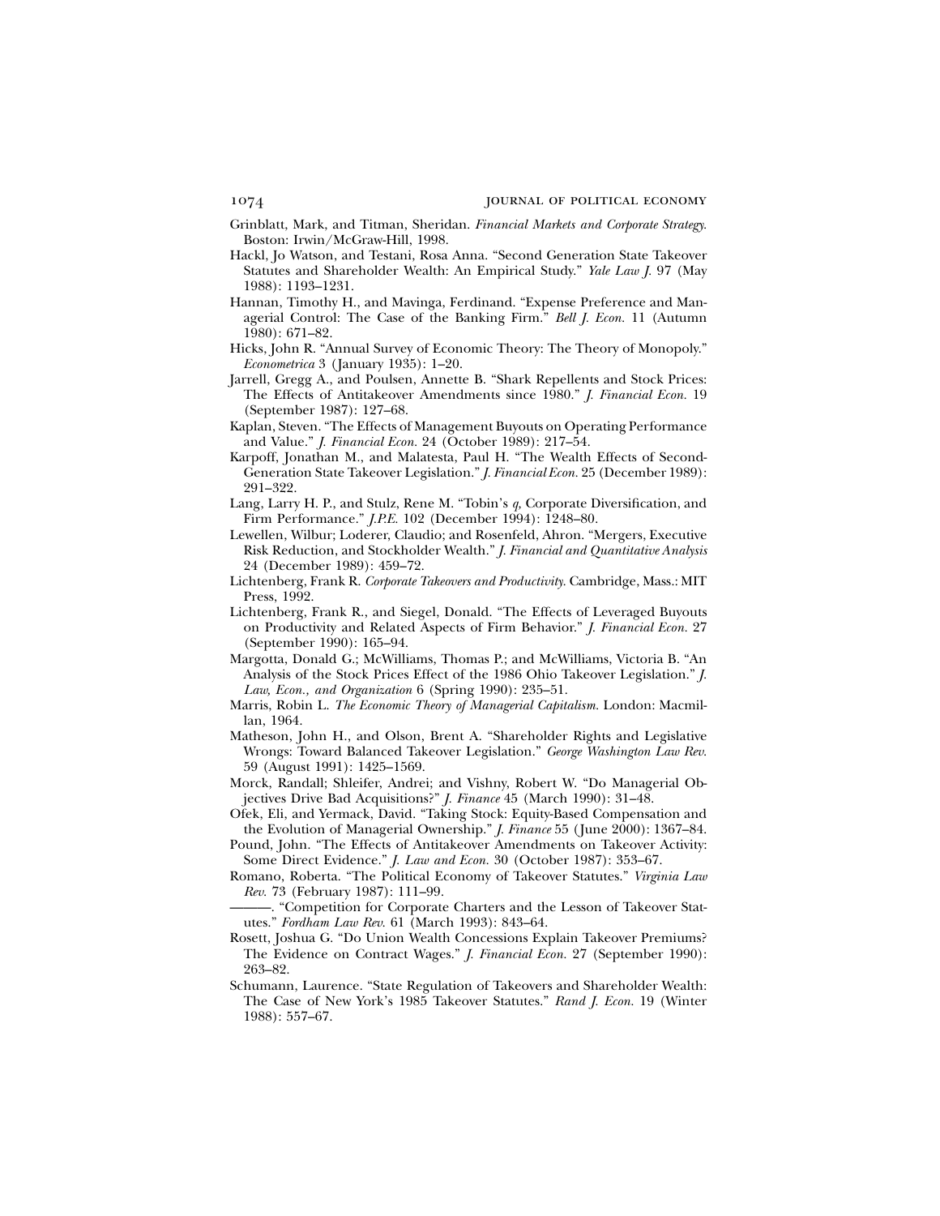Grinblatt, Mark, and Titman, Sheridan. *Financial Markets and Corporate Strategy.* Boston: Irwin/McGraw-Hill, 1998.

Hackl, Jo Watson, and Testani, Rosa Anna. "Second Generation State Takeover Statutes and Shareholder Wealth: An Empirical Study." *Yale Law J.* 97 (May 1988): 1193–1231.

Hannan, Timothy H., and Mavinga, Ferdinand. "Expense Preference and Managerial Control: The Case of the Banking Firm." *Bell J. Econ.* 11 (Autumn 1980): 671–82.

Hicks, John R. "Annual Survey of Economic Theory: The Theory of Monopoly." *Econometrica* 3 (January 1935): 1–20.

Jarrell, Gregg A., and Poulsen, Annette B. "Shark Repellents and Stock Prices: The Effects of Antitakeover Amendments since 1980." *J. Financial Econ.* 19 (September 1987): 127–68.

Kaplan, Steven. "The Effects of Management Buyouts on Operating Performance and Value." *J. Financial Econ.* 24 (October 1989): 217–54.

Karpoff, Jonathan M., and Malatesta, Paul H. "The Wealth Effects of Second-Generation State Takeover Legislation." *J. Financial Econ.* 25 (December 1989): 291–322.

Lang, Larry H. P., and Stulz, Rene M. "Tobin's *q*, Corporate Diversification, and Firm Performance." *J.P.E.* 102 (December 1994): 1248–80.

Lewellen, Wilbur; Loderer, Claudio; and Rosenfeld, Ahron. "Mergers, Executive Risk Reduction, and Stockholder Wealth." *J. Financial and Quantitative Analysis* 24 (December 1989): 459–72.

Lichtenberg, Frank R. *Corporate Takeovers and Productivity.* Cambridge, Mass.: MIT Press, 1992.

Lichtenberg, Frank R., and Siegel, Donald. "The Effects of Leveraged Buyouts on Productivity and Related Aspects of Firm Behavior." *J. Financial Econ.* 27 (September 1990): 165–94.

Margotta, Donald G.; McWilliams, Thomas P.; and McWilliams, Victoria B. "An Analysis of the Stock Prices Effect of the 1986 Ohio Takeover Legislation." *J. Law, Econ., and Organization* 6 (Spring 1990): 235–51.

Marris, Robin L. *The Economic Theory of Managerial Capitalism.* London: Macmillan, 1964.

Matheson, John H., and Olson, Brent A. "Shareholder Rights and Legislative Wrongs: Toward Balanced Takeover Legislation." *George Washington Law Rev.* 59 (August 1991): 1425–1569.

Morck, Randall; Shleifer, Andrei; and Vishny, Robert W. "Do Managerial Objectives Drive Bad Acquisitions?" *J. Finance* 45 (March 1990): 31–48.

Ofek, Eli, and Yermack, David. "Taking Stock: Equity-Based Compensation and the Evolution of Managerial Ownership." *J. Finance* 55 (June 2000): 1367–84.

Pound, John. "The Effects of Antitakeover Amendments on Takeover Activity: Some Direct Evidence." *J. Law and Econ.* 30 (October 1987): 353–67.

Romano, Roberta. "The Political Economy of Takeover Statutes." *Virginia Law Rev.* 73 (February 1987): 111–99.

———. "Competition for Corporate Charters and the Lesson of Takeover Statutes." *Fordham Law Rev.* 61 (March 1993): 843–64.

Rosett, Joshua G. "Do Union Wealth Concessions Explain Takeover Premiums? The Evidence on Contract Wages." *J. Financial Econ.* 27 (September 1990): 263–82.

Schumann, Laurence. "State Regulation of Takeovers and Shareholder Wealth: The Case of New York's 1985 Takeover Statutes." *Rand J. Econ.* 19 (Winter 1988): 557–67.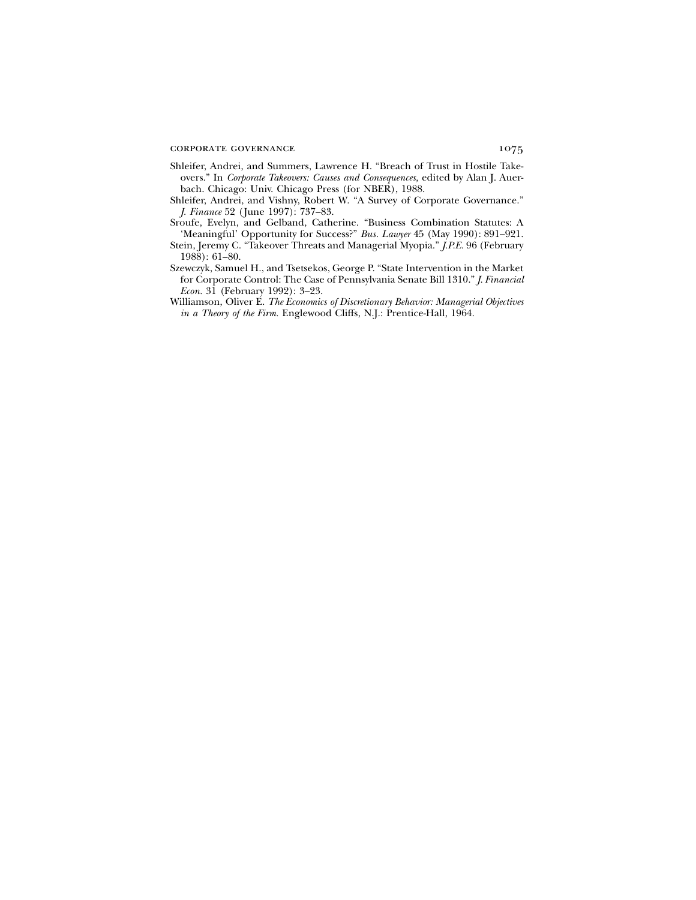Shleifer, Andrei, and Summers, Lawrence H. "Breach of Trust in Hostile Takeovers." In *Corporate Takeovers: Causes and Consequences,* edited by Alan J. Auerbach. Chicago: Univ. Chicago Press (for NBER), 1988.

Shleifer, Andrei, and Vishny, Robert W. "A Survey of Corporate Governance." *J. Finance* 52 (June 1997): 737–83.

Sroufe, Evelyn, and Gelband, Catherine. "Business Combination Statutes: A 'Meaningful' Opportunity for Success?" *Bus. Lawyer* 45 (May 1990): 891–921.

Stein, Jeremy C. "Takeover Threats and Managerial Myopia." *J.P.E.* 96 (February 1988): 61–80.

Szewczyk, Samuel H., and Tsetsekos, George P. "State Intervention in the Market for Corporate Control: The Case of Pennsylvania Senate Bill 1310." *J. Financial Econ.* 31 (February 1992): 3–23.

Williamson, Oliver E. *The Economics of Discretionary Behavior: Managerial Objectives in a Theory of the Firm.* Englewood Cliffs, N.J.: Prentice-Hall, 1964.